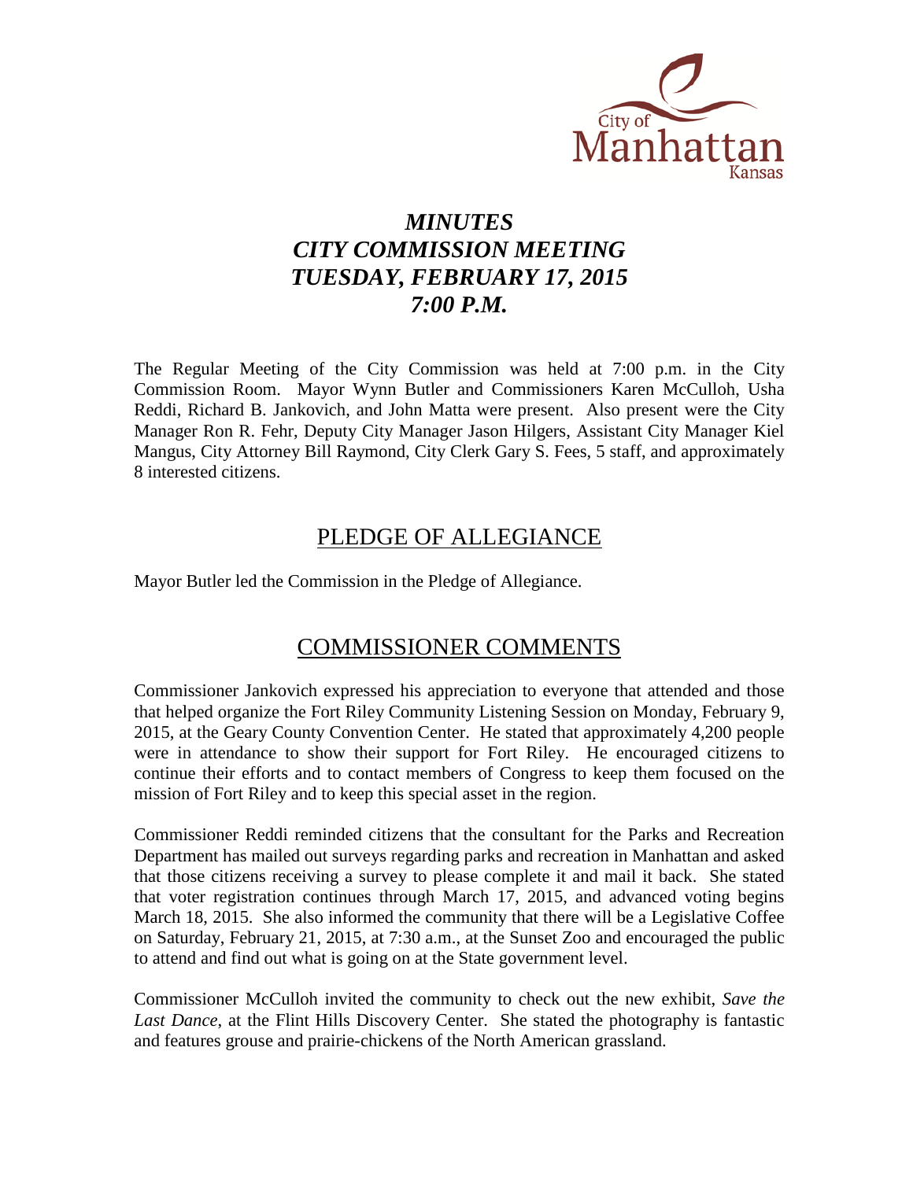City of Manhattan Kansas

# *MINUTES*
# *CITY COMMISSION MEETING*
# *TUESDAY, FEBRUARY 17, 2015*
# *7:00 P.M.*

The Regular Meeting of the City Commission was held at 7:00 p.m. in the City Commission Room. Mayor Wynn Butler and Commissioners Karen McCulloh, Usha Reddi, Richard B. Jankovich, and John Matta were present. Also present were the City Manager Ron R. Fehr, Deputy City Manager Jason Hilgers, Assistant City Manager Kiel Mangus, City Attorney Bill Raymond, City Clerk Gary S. Fees, 5 staff, and approximately 8 interested citizens.

## PLEDGE OF ALLEGIANCE

Mayor Butler led the Commission in the Pledge of Allegiance.

## COMMISSIONER COMMENTS

Commissioner Jankovich expressed his appreciation to everyone that attended and those that helped organize the Fort Riley Community Listening Session on Monday, February 9, 2015, at the Geary County Convention Center. He stated that approximately 4,200 people were in attendance to show their support for Fort Riley. He encouraged citizens to continue their efforts and to contact members of Congress to keep them focused on the mission of Fort Riley and to keep this special asset in the region.

Commissioner Reddi reminded citizens that the consultant for the Parks and Recreation Department has mailed out surveys regarding parks and recreation in Manhattan and asked that those citizens receiving a survey to please complete it and mail it back. She stated that voter registration continues through March 17, 2015, and advanced voting begins March 18, 2015. She also informed the community that there will be a Legislative Coffee on Saturday, February 21, 2015, at 7:30 a.m., at the Sunset Zoo and encouraged the public to attend and find out what is going on at the State government level.

Commissioner McCulloh invited the community to check out the new exhibit, *Save the Last Dance*, at the Flint Hills Discovery Center. She stated the photography is fantastic and features grouse and prairie-chickens of the North American grassland.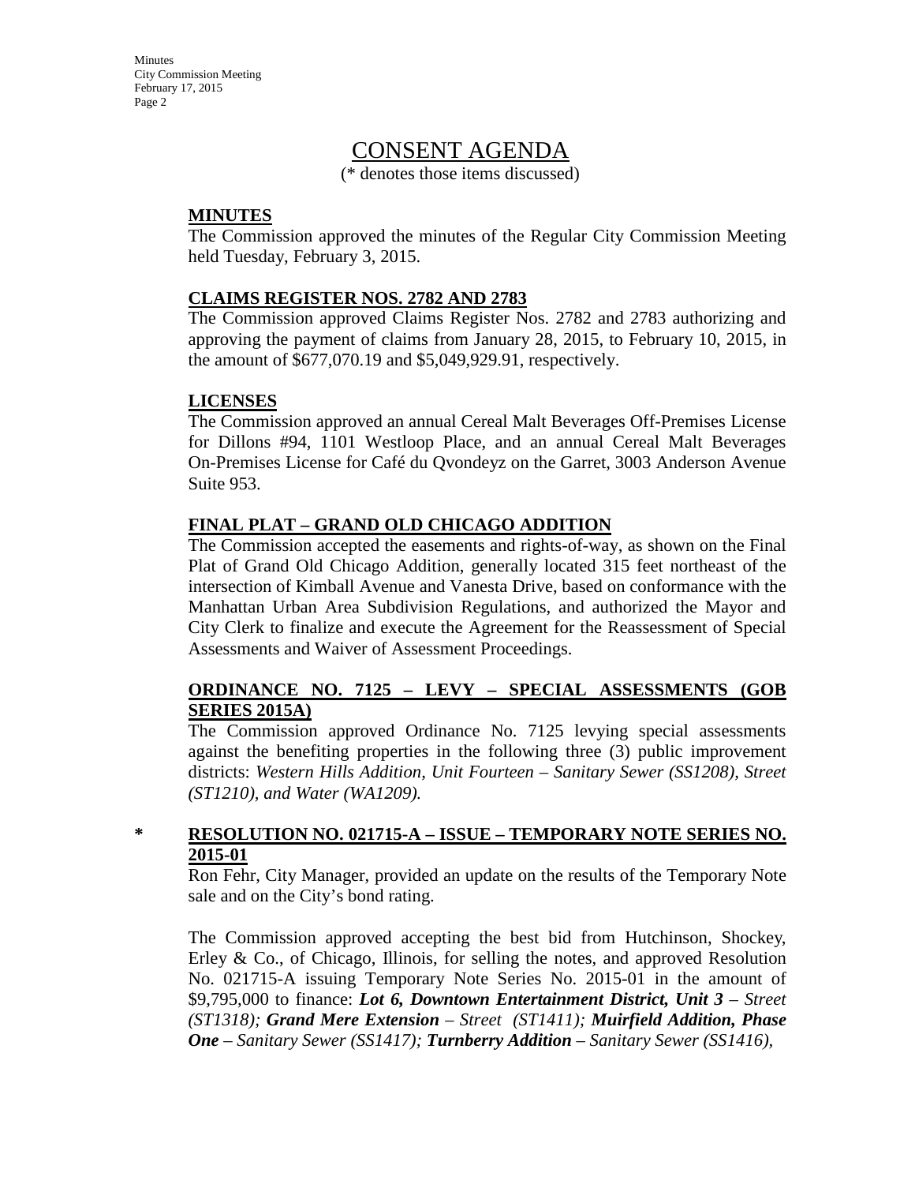# CONSENT AGENDA

(* denotes those items discussed)

**MINUTES**

The Commission approved the minutes of the Regular City Commission Meeting held Tuesday, February 3, 2015.

**CLAIMS REGISTER NOS. 2782 AND 2783**

The Commission approved Claims Register Nos. 2782 and 2783 authorizing and approving the payment of claims from January 28, 2015, to February 10, 2015, in the amount of $677,070.19 and $5,049,929.91, respectively.

**LICENSES**

The Commission approved an annual Cereal Malt Beverages Off-Premises License for Dillons #94, 1101 Westloop Place, and an annual Cereal Malt Beverages On-Premises License for Café du Qvondeyz on the Garret, 3003 Anderson Avenue Suite 953.

**FINAL PLAT – GRAND OLD CHICAGO ADDITION**

The Commission accepted the easements and rights-of-way, as shown on the Final Plat of Grand Old Chicago Addition, generally located 315 feet northeast of the intersection of Kimball Avenue and Vanesta Drive, based on conformance with the Manhattan Urban Area Subdivision Regulations, and authorized the Mayor and City Clerk to finalize and execute the Agreement for the Reassessment of Special Assessments and Waiver of Assessment Proceedings.

**ORDINANCE NO. 7125 – LEVY – SPECIAL ASSESSMENTS (GOB SERIES 2015A)**

The Commission approved Ordinance No. 7125 levying special assessments against the benefiting properties in the following three (3) public improvement districts: *Western Hills Addition, Unit Fourteen – Sanitary Sewer (SS1208), Street (ST1210), and Water (WA1209).*

\* **RESOLUTION NO. 021715-A – ISSUE – TEMPORARY NOTE SERIES NO. 2015-01**

Ron Fehr, City Manager, provided an update on the results of the Temporary Note sale and on the City's bond rating.

The Commission approved accepting the best bid from Hutchinson, Shockey, Erley & Co., of Chicago, Illinois, for selling the notes, and approved Resolution No. 021715-A issuing Temporary Note Series No. 2015-01 in the amount of $9,795,000 to finance: ***Lot 6, Downtown Entertainment District, Unit 3*** *– Street (ST1318);* ***Grand Mere Extension*** *– Street (ST1411);* ***Muirfield Addition, Phase One*** *– Sanitary Sewer (SS1417);* ***Turnberry Addition*** *– Sanitary Sewer (SS1416),*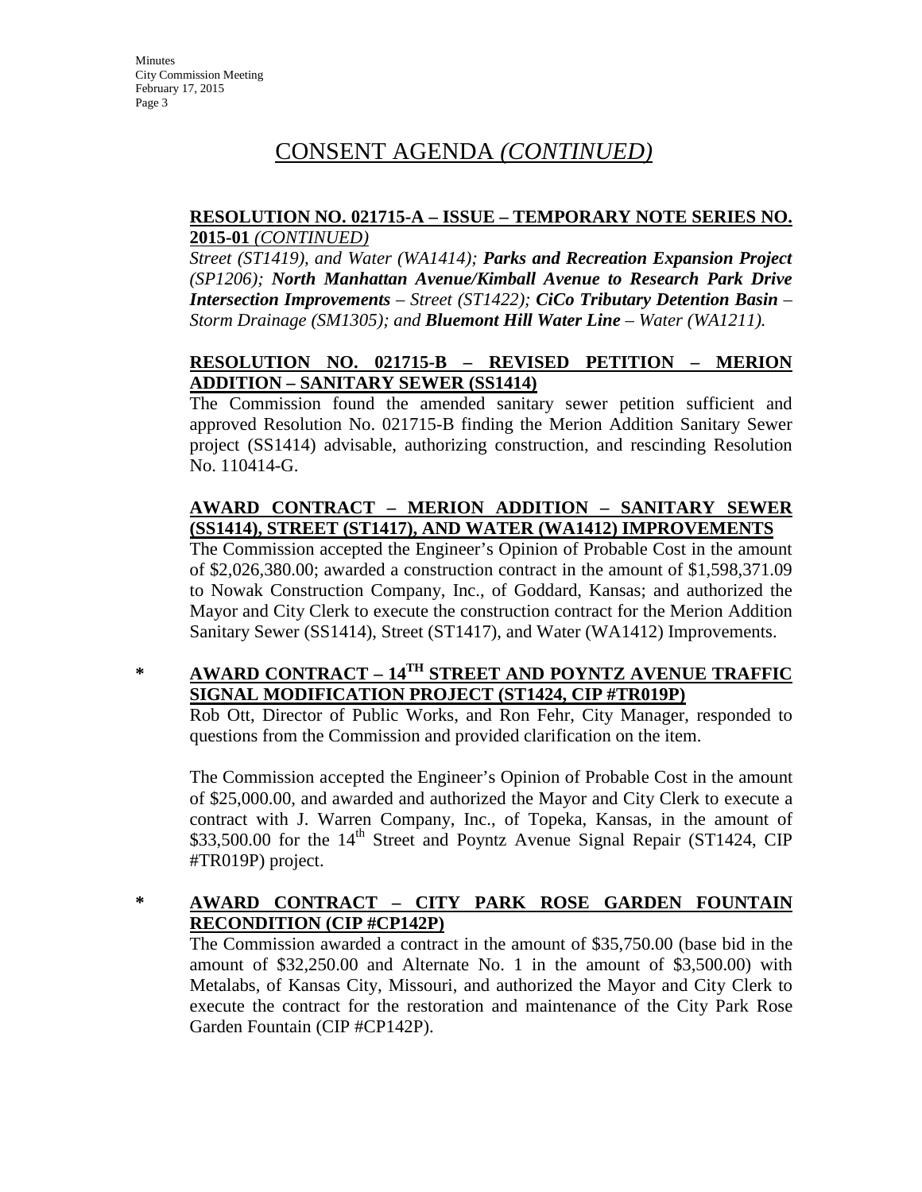# CONSENT AGENDA *(CONTINUED)*

**RESOLUTION NO. 021715-A – ISSUE – TEMPORARY NOTE SERIES NO. 2015-01** *(CONTINUED)*

*Street (ST1419), and Water (WA1414);* ***Parks and Recreation Expansion Project*** *(SP1206);* ***North Manhattan Avenue/Kimball Avenue to Research Park Drive Intersection Improvements*** *– Street (ST1422);* ***CiCo Tributary Detention Basin*** *– Storm Drainage (SM1305); and* ***Bluemont Hill Water Line*** *– Water (WA1211).*

**RESOLUTION NO. 021715-B – REVISED PETITION – MERION ADDITION – SANITARY SEWER (SS1414)**

The Commission found the amended sanitary sewer petition sufficient and approved Resolution No. 021715-B finding the Merion Addition Sanitary Sewer project (SS1414) advisable, authorizing construction, and rescinding Resolution No. 110414-G.

**AWARD CONTRACT – MERION ADDITION – SANITARY SEWER (SS1414), STREET (ST1417), AND WATER (WA1412) IMPROVEMENTS**

The Commission accepted the Engineer's Opinion of Probable Cost in the amount of $2,026,380.00; awarded a construction contract in the amount of $1,598,371.09 to Nowak Construction Company, Inc., of Goddard, Kansas; and authorized the Mayor and City Clerk to execute the construction contract for the Merion Addition Sanitary Sewer (SS1414), Street (ST1417), and Water (WA1412) Improvements.

**\* AWARD CONTRACT – 14TH STREET AND POYNTZ AVENUE TRAFFIC SIGNAL MODIFICATION PROJECT (ST1424, CIP #TR019P)**

Rob Ott, Director of Public Works, and Ron Fehr, City Manager, responded to questions from the Commission and provided clarification on the item.

The Commission accepted the Engineer's Opinion of Probable Cost in the amount of $25,000.00, and awarded and authorized the Mayor and City Clerk to execute a contract with J. Warren Company, Inc., of Topeka, Kansas, in the amount of $33,500.00 for the 14th Street and Poyntz Avenue Signal Repair (ST1424, CIP #TR019P) project.

**\* AWARD CONTRACT – CITY PARK ROSE GARDEN FOUNTAIN RECONDITION (CIP #CP142P)**

The Commission awarded a contract in the amount of $35,750.00 (base bid in the amount of $32,250.00 and Alternate No. 1 in the amount of $3,500.00) with Metalabs, of Kansas City, Missouri, and authorized the Mayor and City Clerk to execute the contract for the restoration and maintenance of the City Park Rose Garden Fountain (CIP #CP142P).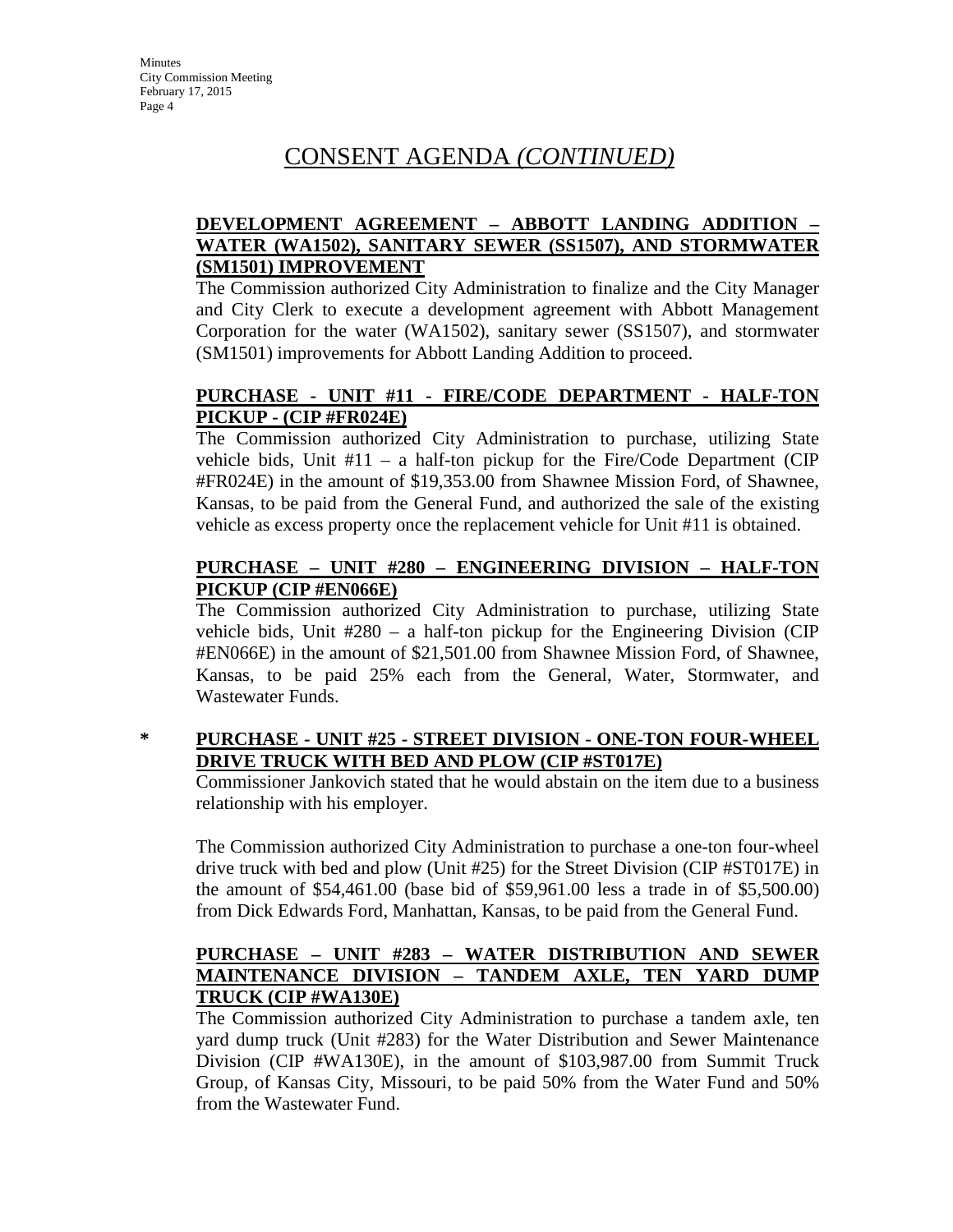# CONSENT AGENDA *(CONTINUED)*

**DEVELOPMENT AGREEMENT – ABBOTT LANDING ADDITION – WATER (WA1502), SANITARY SEWER (SS1507), AND STORMWATER (SM1501) IMPROVEMENT**

The Commission authorized City Administration to finalize and the City Manager and City Clerk to execute a development agreement with Abbott Management Corporation for the water (WA1502), sanitary sewer (SS1507), and stormwater (SM1501) improvements for Abbott Landing Addition to proceed.

**PURCHASE - UNIT #11 - FIRE/CODE DEPARTMENT - HALF-TON PICKUP - (CIP #FR024E)**

The Commission authorized City Administration to purchase, utilizing State vehicle bids, Unit #11 – a half-ton pickup for the Fire/Code Department (CIP #FR024E) in the amount of $19,353.00 from Shawnee Mission Ford, of Shawnee, Kansas, to be paid from the General Fund, and authorized the sale of the existing vehicle as excess property once the replacement vehicle for Unit #11 is obtained.

**PURCHASE – UNIT #280 – ENGINEERING DIVISION – HALF-TON PICKUP (CIP #EN066E)**

The Commission authorized City Administration to purchase, utilizing State vehicle bids, Unit #280 – a half-ton pickup for the Engineering Division (CIP #EN066E) in the amount of $21,501.00 from Shawnee Mission Ford, of Shawnee, Kansas, to be paid 25% each from the General, Water, Stormwater, and Wastewater Funds.

\* **PURCHASE - UNIT #25 - STREET DIVISION - ONE-TON FOUR-WHEEL DRIVE TRUCK WITH BED AND PLOW (CIP #ST017E)**

Commissioner Jankovich stated that he would abstain on the item due to a business relationship with his employer.

The Commission authorized City Administration to purchase a one-ton four-wheel drive truck with bed and plow (Unit #25) for the Street Division (CIP #ST017E) in the amount of $54,461.00 (base bid of $59,961.00 less a trade in of $5,500.00) from Dick Edwards Ford, Manhattan, Kansas, to be paid from the General Fund.

**PURCHASE – UNIT #283 – WATER DISTRIBUTION AND SEWER MAINTENANCE DIVISION – TANDEM AXLE, TEN YARD DUMP TRUCK (CIP #WA130E)**

The Commission authorized City Administration to purchase a tandem axle, ten yard dump truck (Unit #283) for the Water Distribution and Sewer Maintenance Division (CIP #WA130E), in the amount of $103,987.00 from Summit Truck Group, of Kansas City, Missouri, to be paid 50% from the Water Fund and 50% from the Wastewater Fund.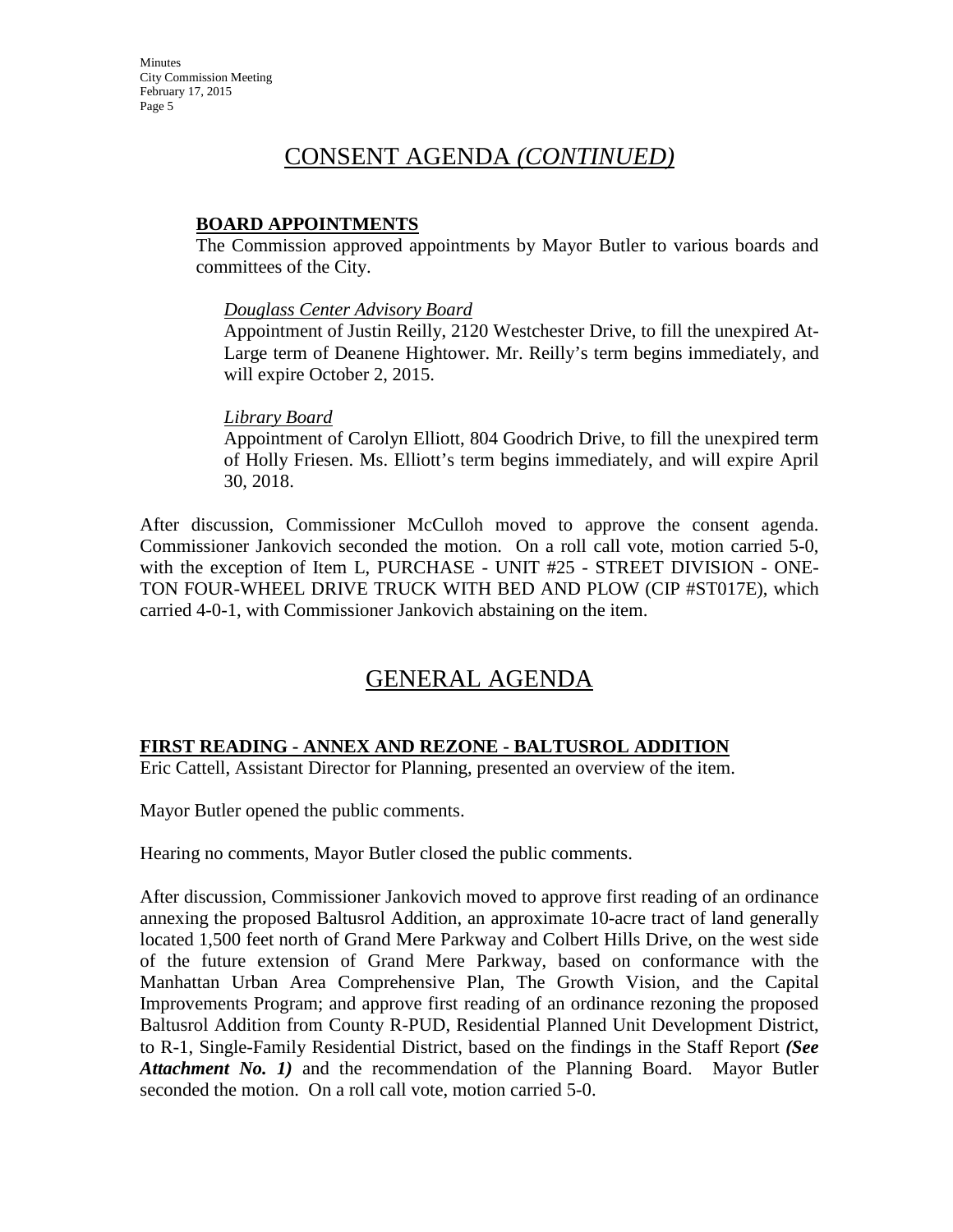# CONSENT AGENDA *(CONTINUED)*

**BOARD APPOINTMENTS**

The Commission approved appointments by Mayor Butler to various boards and committees of the City.

*Douglass Center Advisory Board*

Appointment of Justin Reilly, 2120 Westchester Drive, to fill the unexpired At-Large term of Deanene Hightower. Mr. Reilly's term begins immediately, and will expire October 2, 2015.

*Library Board*

Appointment of Carolyn Elliott, 804 Goodrich Drive, to fill the unexpired term of Holly Friesen. Ms. Elliott's term begins immediately, and will expire April 30, 2018.

After discussion, Commissioner McCulloh moved to approve the consent agenda. Commissioner Jankovich seconded the motion. On a roll call vote, motion carried 5-0, with the exception of Item L, PURCHASE - UNIT #25 - STREET DIVISION - ONE-TON FOUR-WHEEL DRIVE TRUCK WITH BED AND PLOW (CIP #ST017E), which carried 4-0-1, with Commissioner Jankovich abstaining on the item.

# GENERAL AGENDA

**FIRST READING - ANNEX AND REZONE - BALTUSROL ADDITION**

Eric Cattell, Assistant Director for Planning, presented an overview of the item.

Mayor Butler opened the public comments.

Hearing no comments, Mayor Butler closed the public comments.

After discussion, Commissioner Jankovich moved to approve first reading of an ordinance annexing the proposed Baltusrol Addition, an approximate 10-acre tract of land generally located 1,500 feet north of Grand Mere Parkway and Colbert Hills Drive, on the west side of the future extension of Grand Mere Parkway, based on conformance with the Manhattan Urban Area Comprehensive Plan, The Growth Vision, and the Capital Improvements Program; and approve first reading of an ordinance rezoning the proposed Baltusrol Addition from County R-PUD, Residential Planned Unit Development District, to R-1, Single-Family Residential District, based on the findings in the Staff Report ***(See Attachment No. 1)*** and the recommendation of the Planning Board. Mayor Butler seconded the motion. On a roll call vote, motion carried 5-0.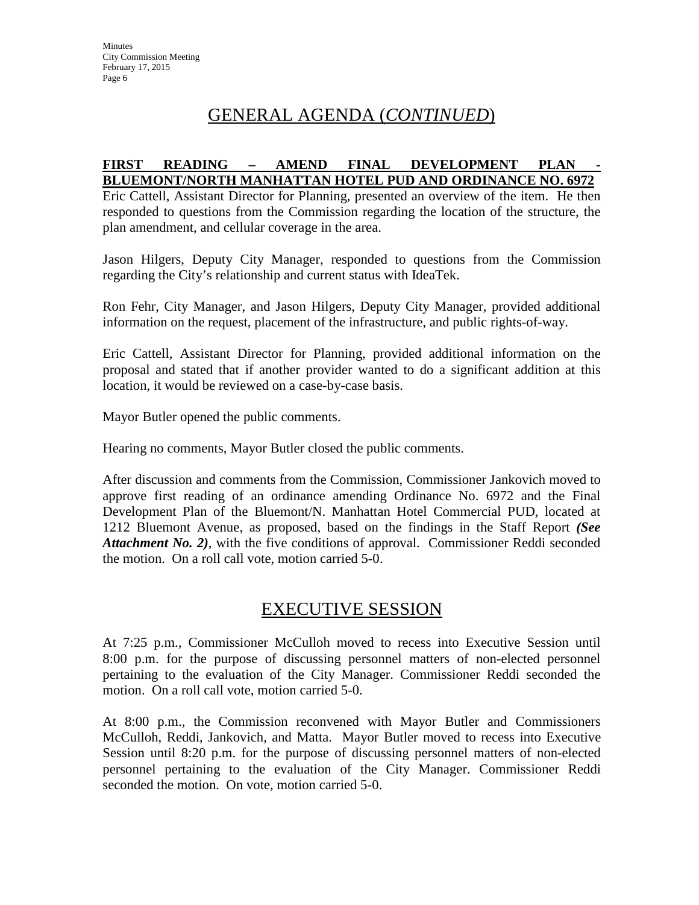## GENERAL AGENDA (*CONTINUED*)

**FIRST READING – AMEND FINAL DEVELOPMENT PLAN - BLUEMONT/NORTH MANHATTAN HOTEL PUD AND ORDINANCE NO. 6972**

Eric Cattell, Assistant Director for Planning, presented an overview of the item. He then responded to questions from the Commission regarding the location of the structure, the plan amendment, and cellular coverage in the area.

Jason Hilgers, Deputy City Manager, responded to questions from the Commission regarding the City's relationship and current status with IdeaTek.

Ron Fehr, City Manager, and Jason Hilgers, Deputy City Manager, provided additional information on the request, placement of the infrastructure, and public rights-of-way.

Eric Cattell, Assistant Director for Planning, provided additional information on the proposal and stated that if another provider wanted to do a significant addition at this location, it would be reviewed on a case-by-case basis.

Mayor Butler opened the public comments.

Hearing no comments, Mayor Butler closed the public comments.

After discussion and comments from the Commission, Commissioner Jankovich moved to approve first reading of an ordinance amending Ordinance No. 6972 and the Final Development Plan of the Bluemont/N. Manhattan Hotel Commercial PUD, located at 1212 Bluemont Avenue, as proposed, based on the findings in the Staff Report ***(See Attachment No. 2)***, with the five conditions of approval. Commissioner Reddi seconded the motion. On a roll call vote, motion carried 5-0.

## EXECUTIVE SESSION

At 7:25 p.m., Commissioner McCulloh moved to recess into Executive Session until 8:00 p.m. for the purpose of discussing personnel matters of non-elected personnel pertaining to the evaluation of the City Manager. Commissioner Reddi seconded the motion. On a roll call vote, motion carried 5-0.

At 8:00 p.m., the Commission reconvened with Mayor Butler and Commissioners McCulloh, Reddi, Jankovich, and Matta. Mayor Butler moved to recess into Executive Session until 8:20 p.m. for the purpose of discussing personnel matters of non-elected personnel pertaining to the evaluation of the City Manager. Commissioner Reddi seconded the motion. On vote, motion carried 5-0.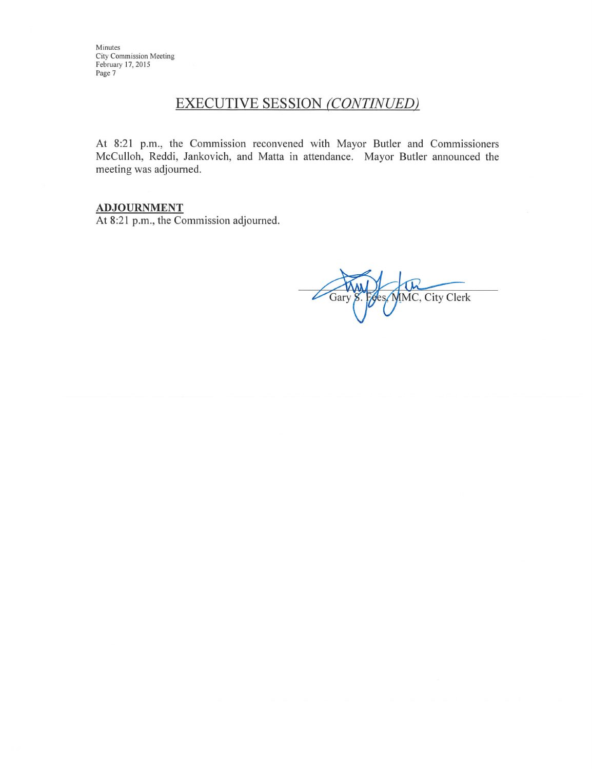## EXECUTIVE SESSION *(CONTINUED)*

At 8:21 p.m., the Commission reconvened with Mayor Butler and Commissioners McCulloh, Reddi, Jankovich, and Matta in attendance. Mayor Butler announced the meeting was adjourned.

**ADJOURNMENT**

At 8:21 p.m., the Commission adjourned.

Gary S. Fees, MMC, City Clerk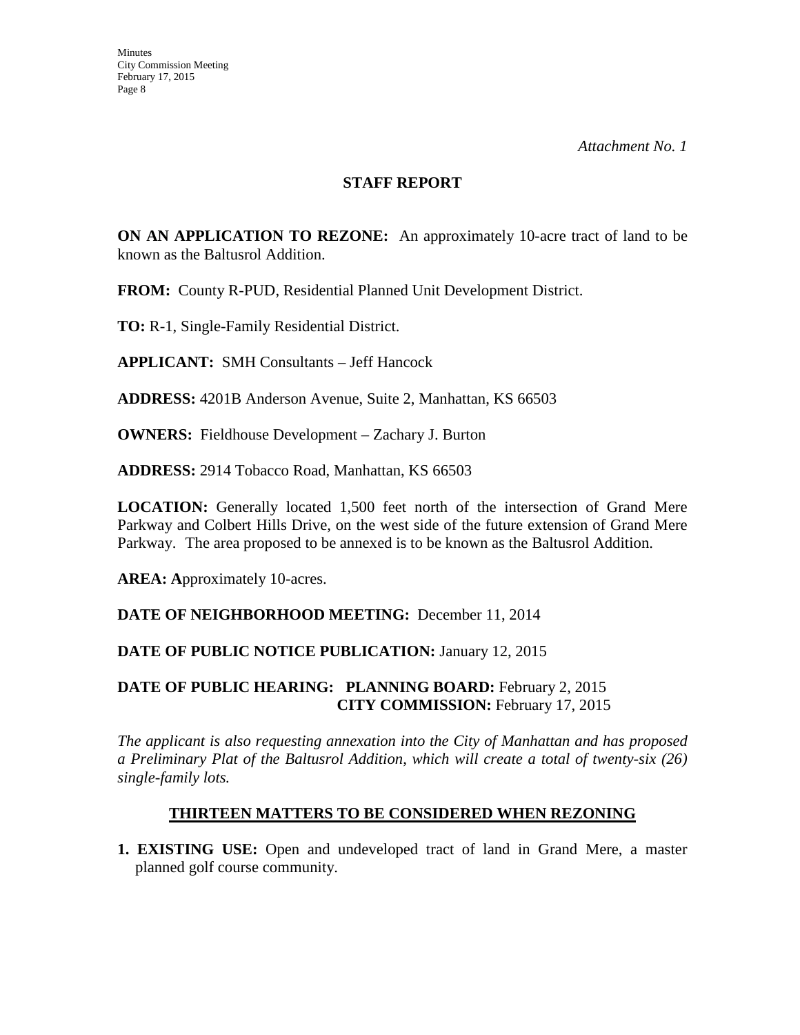*Attachment No. 1*

## STAFF REPORT

**ON AN APPLICATION TO REZONE:** An approximately 10-acre tract of land to be known as the Baltusrol Addition.

**FROM:** County R-PUD, Residential Planned Unit Development District.

**TO:** R-1, Single-Family Residential District.

**APPLICANT:** SMH Consultants – Jeff Hancock

**ADDRESS:** 4201B Anderson Avenue, Suite 2, Manhattan, KS 66503

**OWNERS:** Fieldhouse Development – Zachary J. Burton

**ADDRESS:** 2914 Tobacco Road, Manhattan, KS 66503

**LOCATION:** Generally located 1,500 feet north of the intersection of Grand Mere Parkway and Colbert Hills Drive, on the west side of the future extension of Grand Mere Parkway. The area proposed to be annexed is to be known as the Baltusrol Addition.

**AREA: A**pproximately 10-acres.

**DATE OF NEIGHBORHOOD MEETING:** December 11, 2014

**DATE OF PUBLIC NOTICE PUBLICATION:** January 12, 2015

**DATE OF PUBLIC HEARING: PLANNING BOARD:** February 2, 2015
**CITY COMMISSION:** February 17, 2015

*The applicant is also requesting annexation into the City of Manhattan and has proposed a Preliminary Plat of the Baltusrol Addition, which will create a total of twenty-six (26) single-family lots.*

### THIRTEEN MATTERS TO BE CONSIDERED WHEN REZONING

1. **EXISTING USE:** Open and undeveloped tract of land in Grand Mere, a master planned golf course community.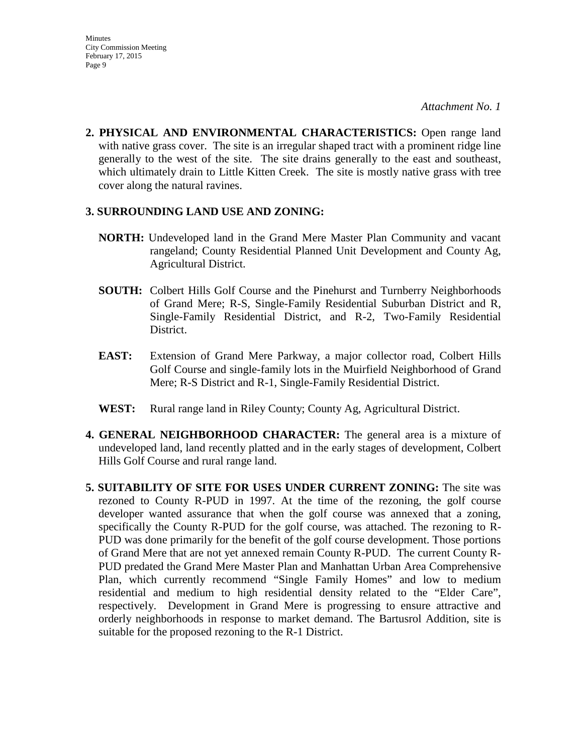*Attachment No. 1*

**2. PHYSICAL AND ENVIRONMENTAL CHARACTERISTICS:** Open range land with native grass cover. The site is an irregular shaped tract with a prominent ridge line generally to the west of the site. The site drains generally to the east and southeast, which ultimately drain to Little Kitten Creek. The site is mostly native grass with tree cover along the natural ravines.

**3. SURROUNDING LAND USE AND ZONING:**

**NORTH:** Undeveloped land in the Grand Mere Master Plan Community and vacant rangeland; County Residential Planned Unit Development and County Ag, Agricultural District.

**SOUTH:** Colbert Hills Golf Course and the Pinehurst and Turnberry Neighborhoods of Grand Mere; R-S, Single-Family Residential Suburban District and R, Single-Family Residential District, and R-2, Two-Family Residential District.

**EAST:** Extension of Grand Mere Parkway, a major collector road, Colbert Hills Golf Course and single-family lots in the Muirfield Neighborhood of Grand Mere; R-S District and R-1, Single-Family Residential District.

**WEST:** Rural range land in Riley County; County Ag, Agricultural District.

**4. GENERAL NEIGHBORHOOD CHARACTER:** The general area is a mixture of undeveloped land, land recently platted and in the early stages of development, Colbert Hills Golf Course and rural range land.

**5. SUITABILITY OF SITE FOR USES UNDER CURRENT ZONING:** The site was rezoned to County R-PUD in 1997. At the time of the rezoning, the golf course developer wanted assurance that when the golf course was annexed that a zoning, specifically the County R-PUD for the golf course, was attached. The rezoning to R-PUD was done primarily for the benefit of the golf course development. Those portions of Grand Mere that are not yet annexed remain County R-PUD. The current County R-PUD predated the Grand Mere Master Plan and Manhattan Urban Area Comprehensive Plan, which currently recommend "Single Family Homes" and low to medium residential and medium to high residential density related to the "Elder Care", respectively. Development in Grand Mere is progressing to ensure attractive and orderly neighborhoods in response to market demand. The Bartusrol Addition, site is suitable for the proposed rezoning to the R-1 District.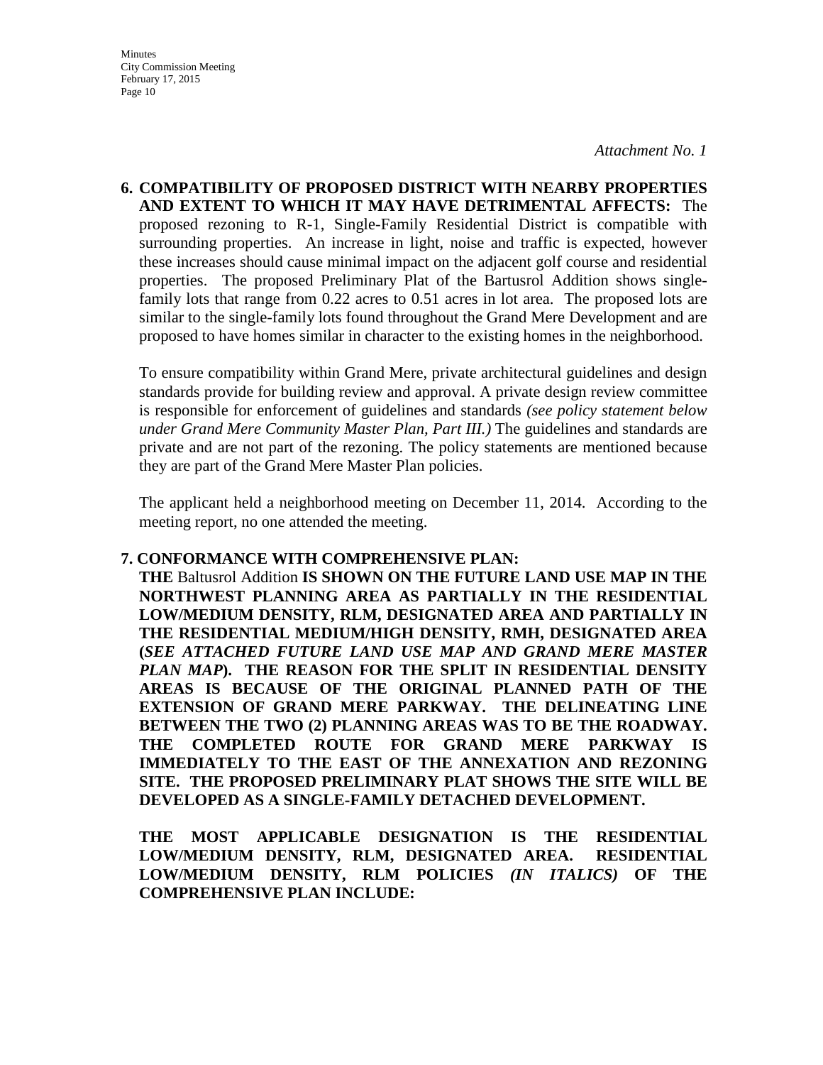*Attachment No. 1*

**6. COMPATIBILITY OF PROPOSED DISTRICT WITH NEARBY PROPERTIES AND EXTENT TO WHICH IT MAY HAVE DETRIMENTAL AFFECTS:** The proposed rezoning to R-1, Single-Family Residential District is compatible with surrounding properties. An increase in light, noise and traffic is expected, however these increases should cause minimal impact on the adjacent golf course and residential properties. The proposed Preliminary Plat of the Bartusrol Addition shows single-family lots that range from 0.22 acres to 0.51 acres in lot area. The proposed lots are similar to the single-family lots found throughout the Grand Mere Development and are proposed to have homes similar in character to the existing homes in the neighborhood.

To ensure compatibility within Grand Mere, private architectural guidelines and design standards provide for building review and approval. A private design review committee is responsible for enforcement of guidelines and standards *(see policy statement below under Grand Mere Community Master Plan, Part III.)* The guidelines and standards are private and are not part of the rezoning. The policy statements are mentioned because they are part of the Grand Mere Master Plan policies.

The applicant held a neighborhood meeting on December 11, 2014. According to the meeting report, no one attended the meeting.

**7. CONFORMANCE WITH COMPREHENSIVE PLAN:**

**THE** Baltusrol Addition **IS SHOWN ON THE FUTURE LAND USE MAP IN THE NORTHWEST PLANNING AREA AS PARTIALLY IN THE RESIDENTIAL LOW/MEDIUM DENSITY, RLM, DESIGNATED AREA AND PARTIALLY IN THE RESIDENTIAL MEDIUM/HIGH DENSITY, RMH, DESIGNATED AREA (*SEE ATTACHED FUTURE LAND USE MAP AND GRAND MERE MASTER PLAN MAP*). THE REASON FOR THE SPLIT IN RESIDENTIAL DENSITY AREAS IS BECAUSE OF THE ORIGINAL PLANNED PATH OF THE EXTENSION OF GRAND MERE PARKWAY. THE DELINEATING LINE BETWEEN THE TWO (2) PLANNING AREAS WAS TO BE THE ROADWAY. THE COMPLETED ROUTE FOR GRAND MERE PARKWAY IS IMMEDIATELY TO THE EAST OF THE ANNEXATION AND REZONING SITE. THE PROPOSED PRELIMINARY PLAT SHOWS THE SITE WILL BE DEVELOPED AS A SINGLE-FAMILY DETACHED DEVELOPMENT.**

**THE MOST APPLICABLE DESIGNATION IS THE RESIDENTIAL LOW/MEDIUM DENSITY, RLM, DESIGNATED AREA. RESIDENTIAL LOW/MEDIUM DENSITY, RLM POLICIES *(IN ITALICS)* OF THE COMPREHENSIVE PLAN INCLUDE:**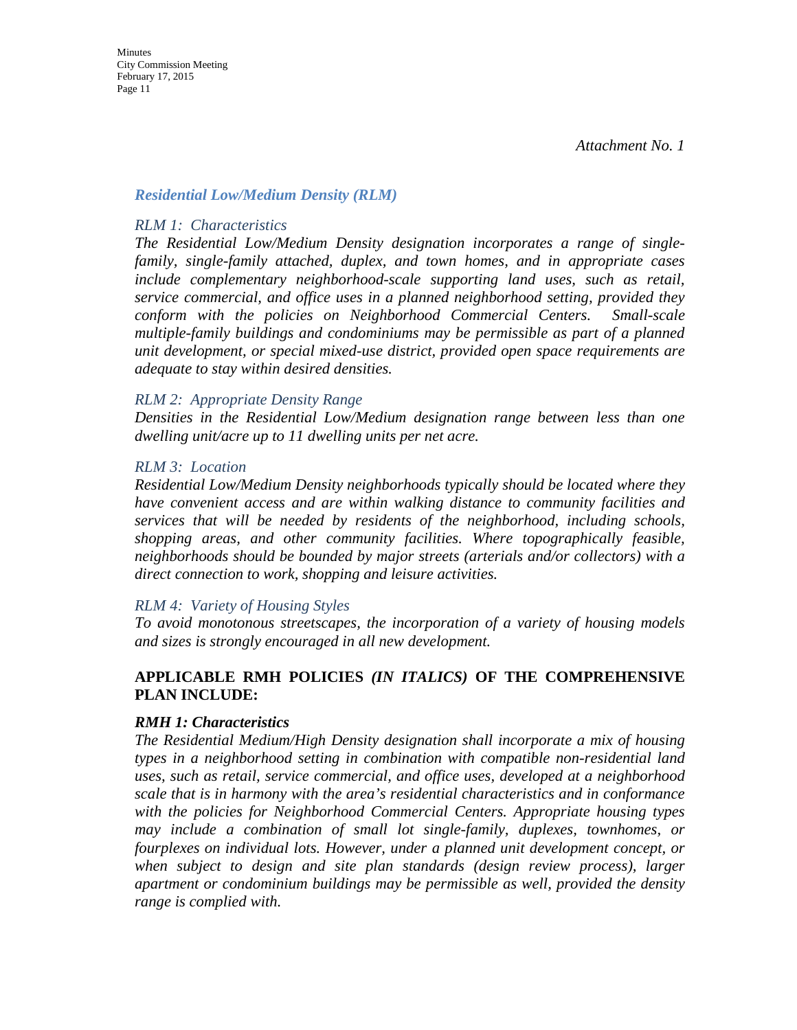*Attachment No. 1*

### *Residential Low/Medium Density (RLM)*

*RLM 1: Characteristics*
*The Residential Low/Medium Density designation incorporates a range of single-family, single-family attached, duplex, and town homes, and in appropriate cases include complementary neighborhood-scale supporting land uses, such as retail, service commercial, and office uses in a planned neighborhood setting, provided they conform with the policies on Neighborhood Commercial Centers. Small-scale multiple-family buildings and condominiums may be permissible as part of a planned unit development, or special mixed-use district, provided open space requirements are adequate to stay within desired densities.*

*RLM 2: Appropriate Density Range*
*Densities in the Residential Low/Medium designation range between less than one dwelling unit/acre up to 11 dwelling units per net acre.*

*RLM 3: Location*
*Residential Low/Medium Density neighborhoods typically should be located where they have convenient access and are within walking distance to community facilities and services that will be needed by residents of the neighborhood, including schools, shopping areas, and other community facilities. Where topographically feasible, neighborhoods should be bounded by major streets (arterials and/or collectors) with a direct connection to work, shopping and leisure activities.*

*RLM 4: Variety of Housing Styles*
*To avoid monotonous streetscapes, the incorporation of a variety of housing models and sizes is strongly encouraged in all new development.*

**APPLICABLE RMH POLICIES *(IN ITALICS)* OF THE COMPREHENSIVE PLAN INCLUDE:**

***RMH 1: Characteristics***
*The Residential Medium/High Density designation shall incorporate a mix of housing types in a neighborhood setting in combination with compatible non-residential land uses, such as retail, service commercial, and office uses, developed at a neighborhood scale that is in harmony with the area's residential characteristics and in conformance with the policies for Neighborhood Commercial Centers. Appropriate housing types may include a combination of small lot single-family, duplexes, townhomes, or fourplexes on individual lots. However, under a planned unit development concept, or when subject to design and site plan standards (design review process), larger apartment or condominium buildings may be permissible as well, provided the density range is complied with.*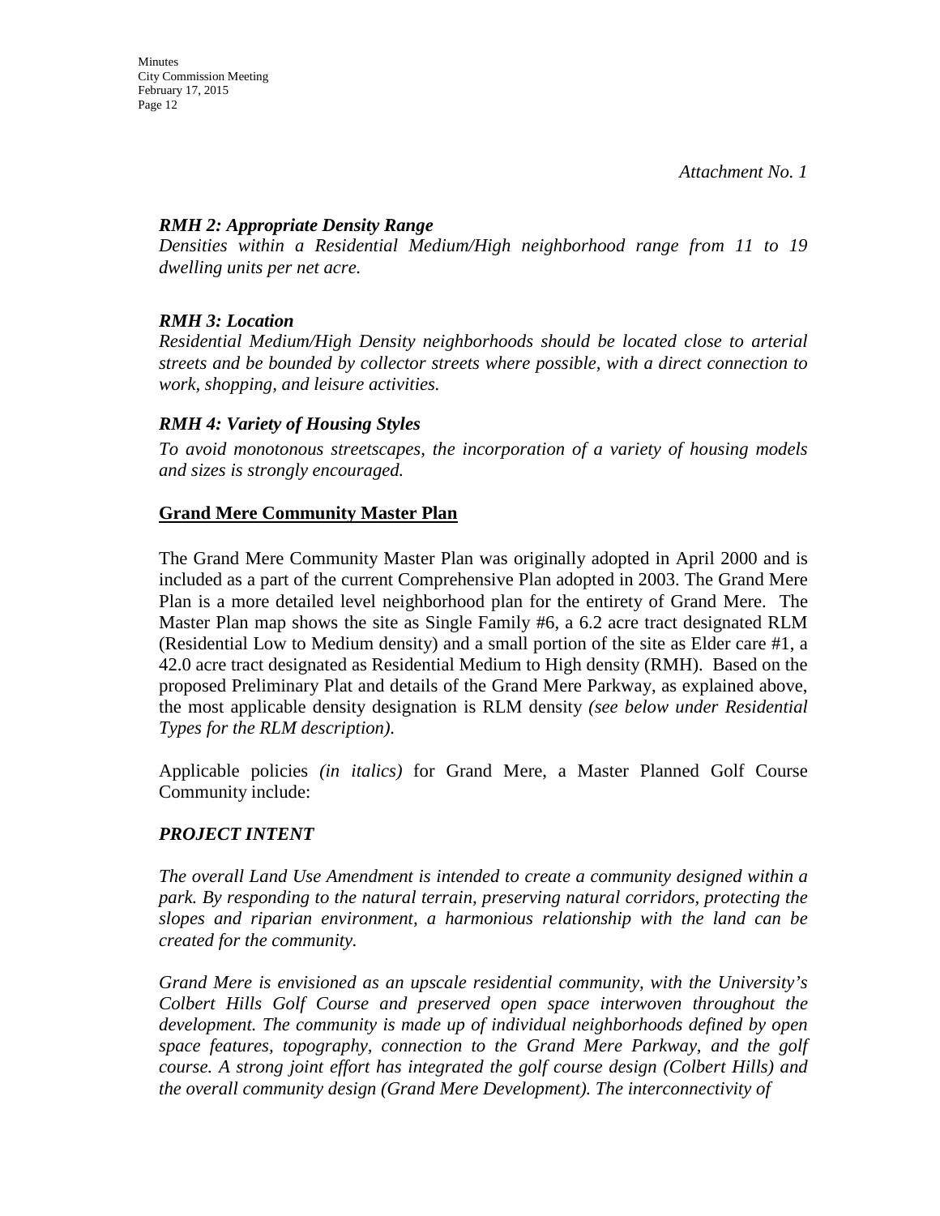*Attachment No. 1*

***RMH 2: Appropriate Density Range***

*Densities within a Residential Medium/High neighborhood range from 11 to 19 dwelling units per net acre.*

***RMH 3: Location***

*Residential Medium/High Density neighborhoods should be located close to arterial streets and be bounded by collector streets where possible, with a direct connection to work, shopping, and leisure activities.*

***RMH 4: Variety of Housing Styles***

*To avoid monotonous streetscapes, the incorporation of a variety of housing models and sizes is strongly encouraged.*

**Grand Mere Community Master Plan**

The Grand Mere Community Master Plan was originally adopted in April 2000 and is included as a part of the current Comprehensive Plan adopted in 2003. The Grand Mere Plan is a more detailed level neighborhood plan for the entirety of Grand Mere. The Master Plan map shows the site as Single Family #6, a 6.2 acre tract designated RLM (Residential Low to Medium density) and a small portion of the site as Elder care #1, a 42.0 acre tract designated as Residential Medium to High density (RMH). Based on the proposed Preliminary Plat and details of the Grand Mere Parkway, as explained above, the most applicable density designation is RLM density *(see below under Residential Types for the RLM description)*.

Applicable policies *(in italics)* for Grand Mere, a Master Planned Golf Course Community include:

***PROJECT INTENT***

*The overall Land Use Amendment is intended to create a community designed within a park. By responding to the natural terrain, preserving natural corridors, protecting the slopes and riparian environment, a harmonious relationship with the land can be created for the community.*

*Grand Mere is envisioned as an upscale residential community, with the University's Colbert Hills Golf Course and preserved open space interwoven throughout the development. The community is made up of individual neighborhoods defined by open space features, topography, connection to the Grand Mere Parkway, and the golf course. A strong joint effort has integrated the golf course design (Colbert Hills) and the overall community design (Grand Mere Development). The interconnectivity of*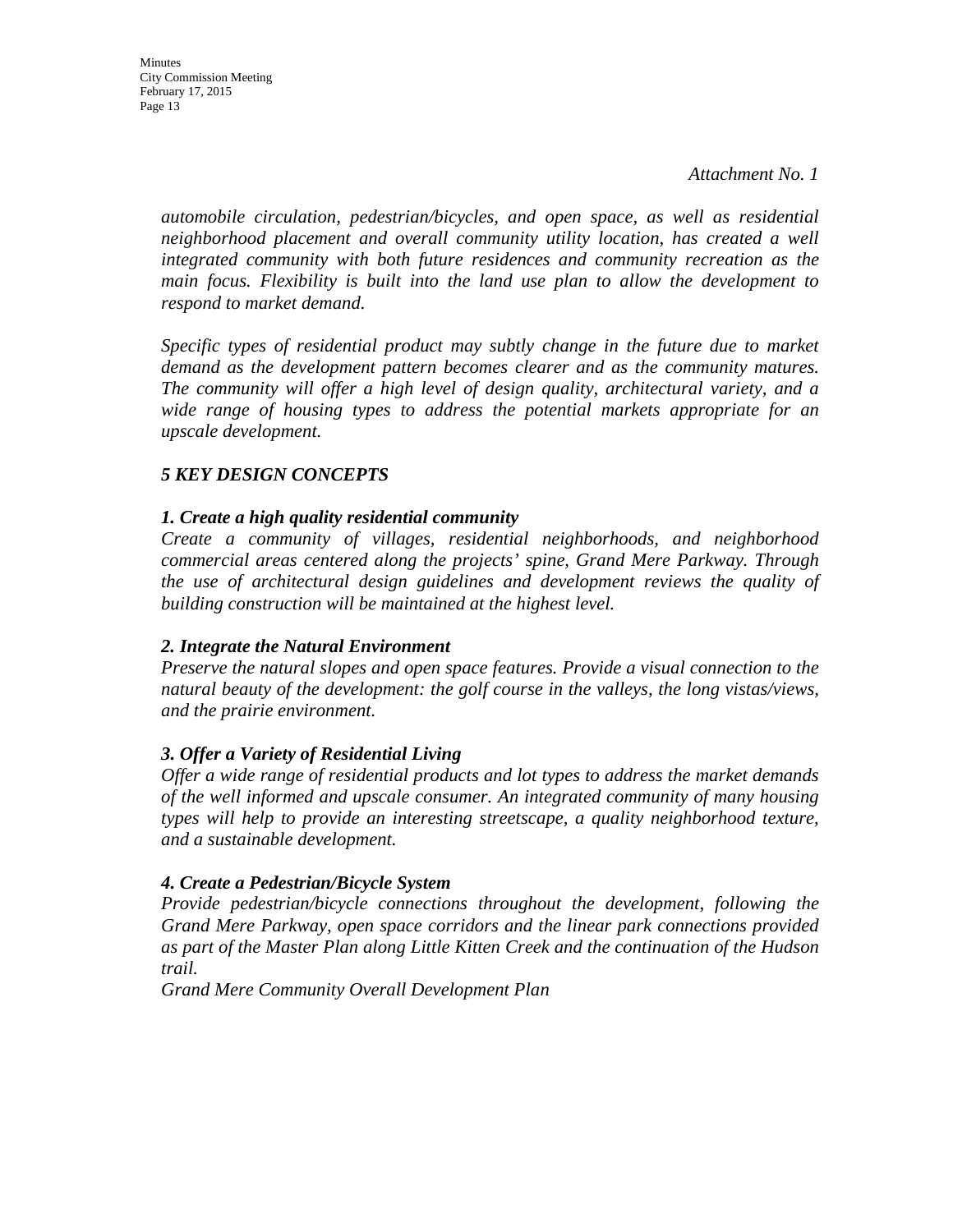*Attachment No. 1*

*automobile circulation, pedestrian/bicycles, and open space, as well as residential neighborhood placement and overall community utility location, has created a well integrated community with both future residences and community recreation as the main focus. Flexibility is built into the land use plan to allow the development to respond to market demand.*

*Specific types of residential product may subtly change in the future due to market demand as the development pattern becomes clearer and as the community matures. The community will offer a high level of design quality, architectural variety, and a wide range of housing types to address the potential markets appropriate for an upscale development.*

***5 KEY DESIGN CONCEPTS***

***1. Create a high quality residential community***
*Create a community of villages, residential neighborhoods, and neighborhood commercial areas centered along the projects' spine, Grand Mere Parkway. Through the use of architectural design guidelines and development reviews the quality of building construction will be maintained at the highest level.*

***2. Integrate the Natural Environment***
*Preserve the natural slopes and open space features. Provide a visual connection to the natural beauty of the development: the golf course in the valleys, the long vistas/views, and the prairie environment.*

***3. Offer a Variety of Residential Living***
*Offer a wide range of residential products and lot types to address the market demands of the well informed and upscale consumer. An integrated community of many housing types will help to provide an interesting streetscape, a quality neighborhood texture, and a sustainable development.*

***4. Create a Pedestrian/Bicycle System***
*Provide pedestrian/bicycle connections throughout the development, following the Grand Mere Parkway, open space corridors and the linear park connections provided as part of the Master Plan along Little Kitten Creek and the continuation of the Hudson trail.*
*Grand Mere Community Overall Development Plan*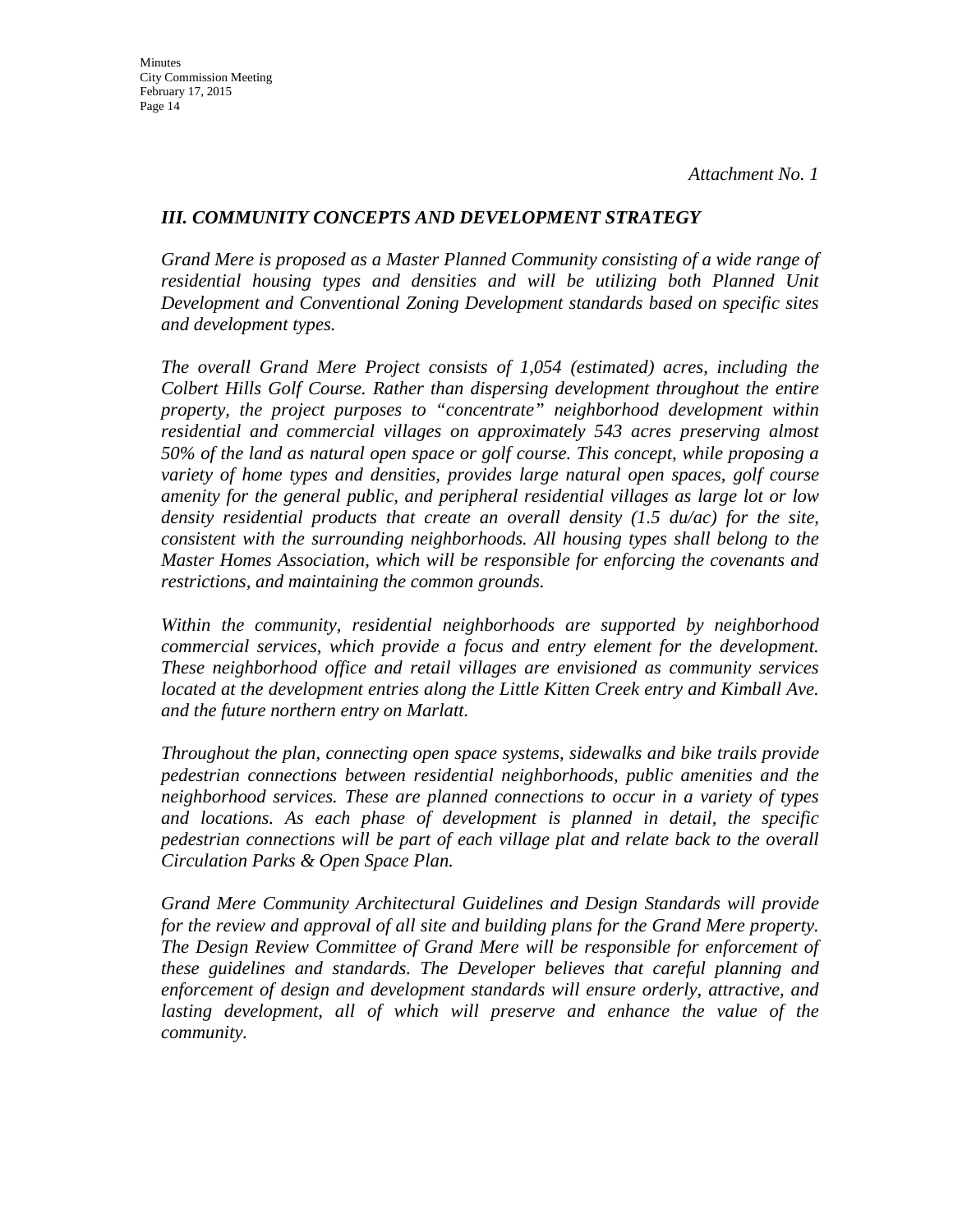*Attachment No. 1*

### *III. COMMUNITY CONCEPTS AND DEVELOPMENT STRATEGY*

*Grand Mere is proposed as a Master Planned Community consisting of a wide range of residential housing types and densities and will be utilizing both Planned Unit Development and Conventional Zoning Development standards based on specific sites and development types.*

*The overall Grand Mere Project consists of 1,054 (estimated) acres, including the Colbert Hills Golf Course. Rather than dispersing development throughout the entire property, the project purposes to "concentrate" neighborhood development within residential and commercial villages on approximately 543 acres preserving almost 50% of the land as natural open space or golf course. This concept, while proposing a variety of home types and densities, provides large natural open spaces, golf course amenity for the general public, and peripheral residential villages as large lot or low density residential products that create an overall density (1.5 du/ac) for the site, consistent with the surrounding neighborhoods. All housing types shall belong to the Master Homes Association, which will be responsible for enforcing the covenants and restrictions, and maintaining the common grounds.*

*Within the community, residential neighborhoods are supported by neighborhood commercial services, which provide a focus and entry element for the development. These neighborhood office and retail villages are envisioned as community services located at the development entries along the Little Kitten Creek entry and Kimball Ave. and the future northern entry on Marlatt.*

*Throughout the plan, connecting open space systems, sidewalks and bike trails provide pedestrian connections between residential neighborhoods, public amenities and the neighborhood services. These are planned connections to occur in a variety of types and locations. As each phase of development is planned in detail, the specific pedestrian connections will be part of each village plat and relate back to the overall Circulation Parks & Open Space Plan.*

*Grand Mere Community Architectural Guidelines and Design Standards will provide for the review and approval of all site and building plans for the Grand Mere property. The Design Review Committee of Grand Mere will be responsible for enforcement of these guidelines and standards. The Developer believes that careful planning and enforcement of design and development standards will ensure orderly, attractive, and lasting development, all of which will preserve and enhance the value of the community.*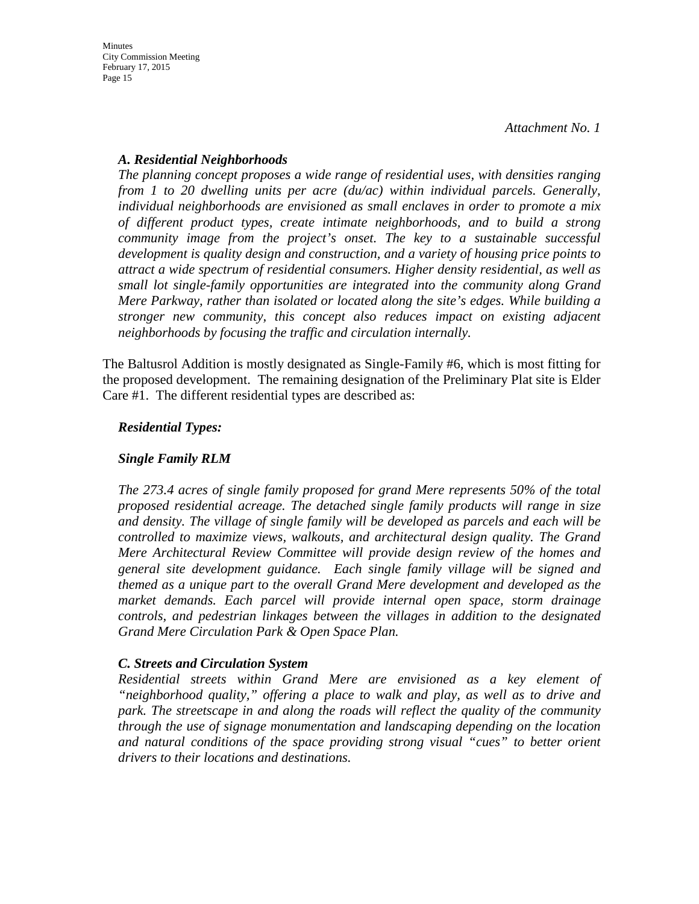*Attachment No. 1*

***A. Residential Neighborhoods***

*The planning concept proposes a wide range of residential uses, with densities ranging from 1 to 20 dwelling units per acre (du/ac) within individual parcels. Generally, individual neighborhoods are envisioned as small enclaves in order to promote a mix of different product types, create intimate neighborhoods, and to build a strong community image from the project's onset. The key to a sustainable successful development is quality design and construction, and a variety of housing price points to attract a wide spectrum of residential consumers. Higher density residential, as well as small lot single-family opportunities are integrated into the community along Grand Mere Parkway, rather than isolated or located along the site's edges. While building a stronger new community, this concept also reduces impact on existing adjacent neighborhoods by focusing the traffic and circulation internally.*

The Baltusrol Addition is mostly designated as Single-Family #6, which is most fitting for the proposed development. The remaining designation of the Preliminary Plat site is Elder Care #1. The different residential types are described as:

***Residential Types:***

***Single Family RLM***

*The 273.4 acres of single family proposed for grand Mere represents 50% of the total proposed residential acreage. The detached single family products will range in size and density. The village of single family will be developed as parcels and each will be controlled to maximize views, walkouts, and architectural design quality. The Grand Mere Architectural Review Committee will provide design review of the homes and general site development guidance. Each single family village will be signed and themed as a unique part to the overall Grand Mere development and developed as the market demands. Each parcel will provide internal open space, storm drainage controls, and pedestrian linkages between the villages in addition to the designated Grand Mere Circulation Park & Open Space Plan.*

***C. Streets and Circulation System***

*Residential streets within Grand Mere are envisioned as a key element of "neighborhood quality," offering a place to walk and play, as well as to drive and park. The streetscape in and along the roads will reflect the quality of the community through the use of signage monumentation and landscaping depending on the location and natural conditions of the space providing strong visual "cues" to better orient drivers to their locations and destinations.*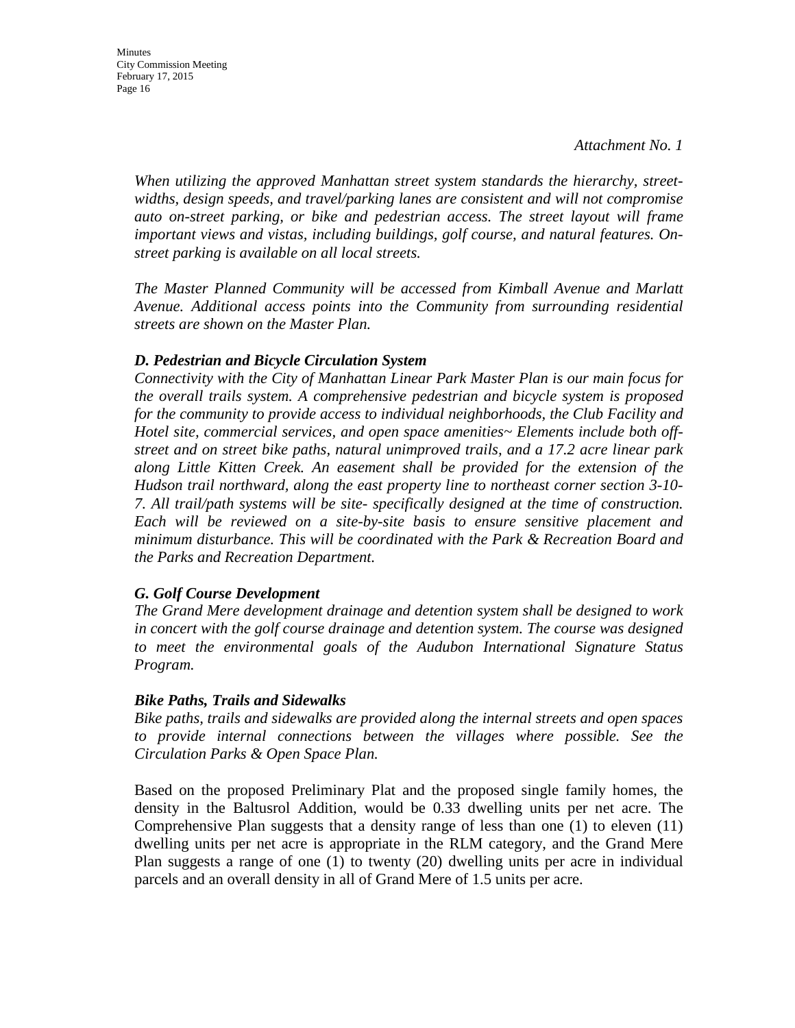*Attachment No. 1*

*When utilizing the approved Manhattan street system standards the hierarchy, street-widths, design speeds, and travel/parking lanes are consistent and will not compromise auto on-street parking, or bike and pedestrian access. The street layout will frame important views and vistas, including buildings, golf course, and natural features. On-street parking is available on all local streets.*

*The Master Planned Community will be accessed from Kimball Avenue and Marlatt Avenue. Additional access points into the Community from surrounding residential streets are shown on the Master Plan.*

***D. Pedestrian and Bicycle Circulation System***

*Connectivity with the City of Manhattan Linear Park Master Plan is our main focus for the overall trails system. A comprehensive pedestrian and bicycle system is proposed for the community to provide access to individual neighborhoods, the Club Facility and Hotel site, commercial services, and open space amenities~ Elements include both off-street and on street bike paths, natural unimproved trails, and a 17.2 acre linear park along Little Kitten Creek. An easement shall be provided for the extension of the Hudson trail northward, along the east property line to northeast corner section 3-10-7. All trail/path systems will be site- specifically designed at the time of construction. Each will be reviewed on a site-by-site basis to ensure sensitive placement and minimum disturbance. This will be coordinated with the Park & Recreation Board and the Parks and Recreation Department.*

***G. Golf Course Development***

*The Grand Mere development drainage and detention system shall be designed to work in concert with the golf course drainage and detention system. The course was designed to meet the environmental goals of the Audubon International Signature Status Program.*

***Bike Paths, Trails and Sidewalks***

*Bike paths, trails and sidewalks are provided along the internal streets and open spaces to provide internal connections between the villages where possible. See the Circulation Parks & Open Space Plan.*

Based on the proposed Preliminary Plat and the proposed single family homes, the density in the Baltusrol Addition, would be 0.33 dwelling units per net acre. The Comprehensive Plan suggests that a density range of less than one (1) to eleven (11) dwelling units per net acre is appropriate in the RLM category, and the Grand Mere Plan suggests a range of one (1) to twenty (20) dwelling units per acre in individual parcels and an overall density in all of Grand Mere of 1.5 units per acre.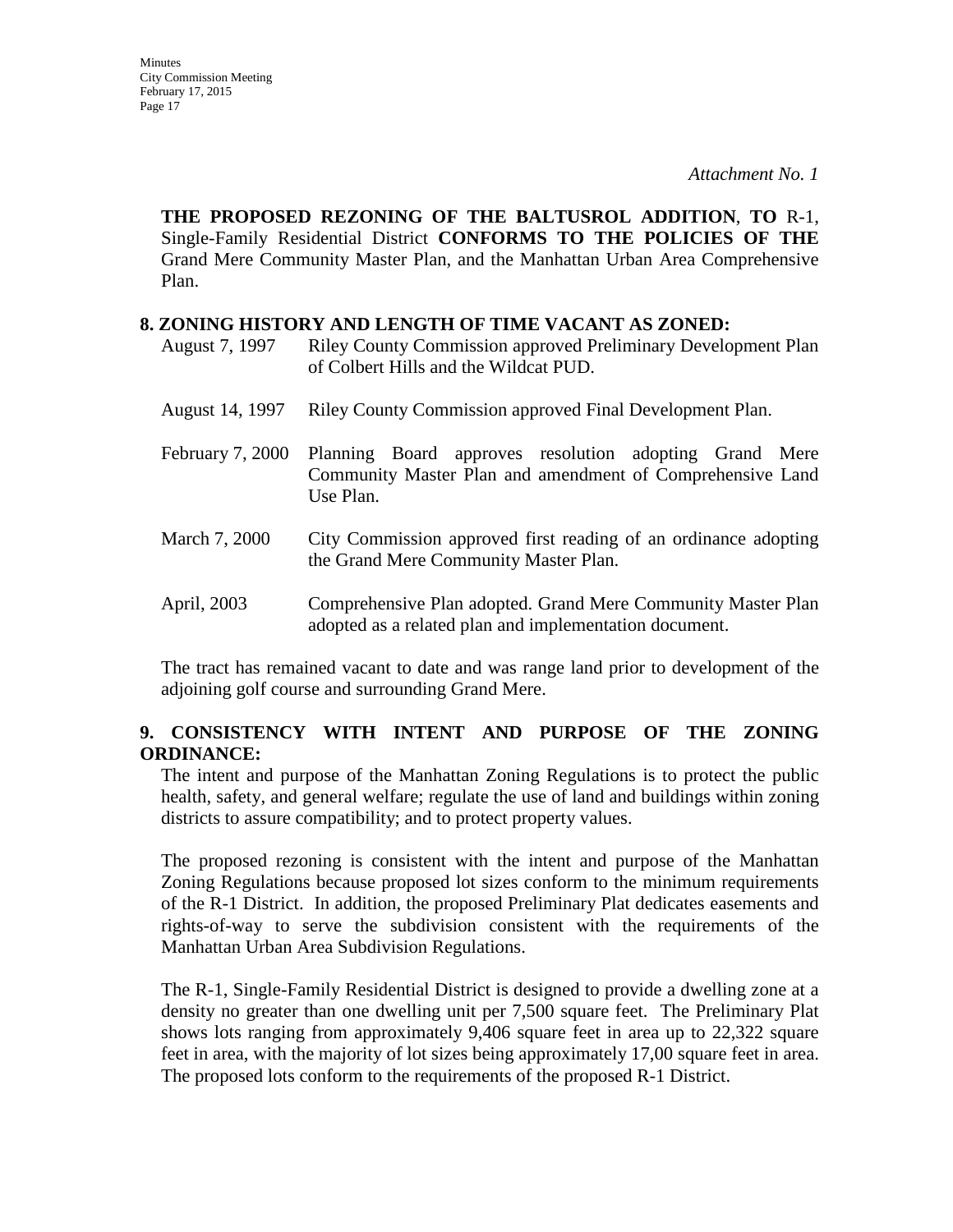*Attachment No. 1*

**THE PROPOSED REZONING OF THE BALTUSROL ADDITION**, **TO** R-1, Single-Family Residential District **CONFORMS TO THE POLICIES OF THE** Grand Mere Community Master Plan, and the Manhattan Urban Area Comprehensive Plan.

**8. ZONING HISTORY AND LENGTH OF TIME VACANT AS ZONED:**

| | |
|---|---|
| August 7, 1997 | Riley County Commission approved Preliminary Development Plan of Colbert Hills and the Wildcat PUD. |
| August 14, 1997 | Riley County Commission approved Final Development Plan. |
| February 7, 2000 | Planning Board approves resolution adopting Grand Mere Community Master Plan and amendment of Comprehensive Land Use Plan. |
| March 7, 2000 | City Commission approved first reading of an ordinance adopting the Grand Mere Community Master Plan. |
| April, 2003 | Comprehensive Plan adopted. Grand Mere Community Master Plan adopted as a related plan and implementation document. |

The tract has remained vacant to date and was range land prior to development of the adjoining golf course and surrounding Grand Mere.

**9. CONSISTENCY WITH INTENT AND PURPOSE OF THE ZONING ORDINANCE:**

The intent and purpose of the Manhattan Zoning Regulations is to protect the public health, safety, and general welfare; regulate the use of land and buildings within zoning districts to assure compatibility; and to protect property values.

The proposed rezoning is consistent with the intent and purpose of the Manhattan Zoning Regulations because proposed lot sizes conform to the minimum requirements of the R-1 District. In addition, the proposed Preliminary Plat dedicates easements and rights-of-way to serve the subdivision consistent with the requirements of the Manhattan Urban Area Subdivision Regulations.

The R-1, Single-Family Residential District is designed to provide a dwelling zone at a density no greater than one dwelling unit per 7,500 square feet. The Preliminary Plat shows lots ranging from approximately 9,406 square feet in area up to 22,322 square feet in area, with the majority of lot sizes being approximately 17,00 square feet in area. The proposed lots conform to the requirements of the proposed R-1 District.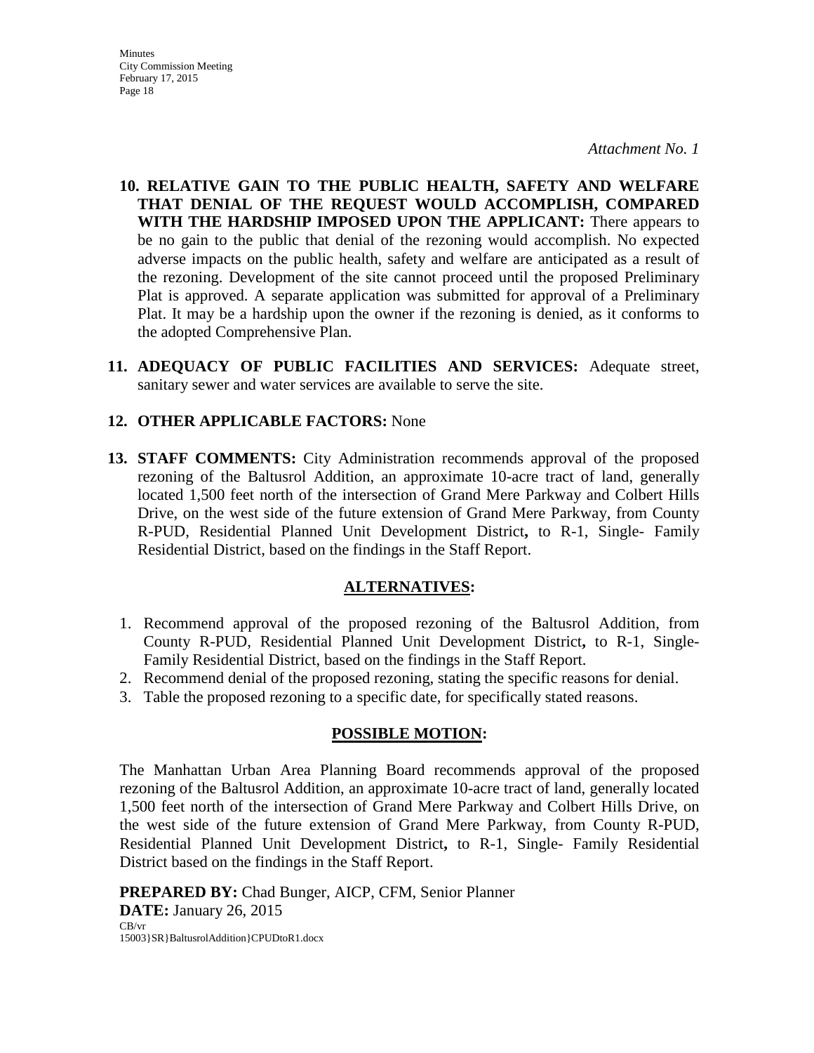*Attachment No. 1*

10. **RELATIVE GAIN TO THE PUBLIC HEALTH, SAFETY AND WELFARE THAT DENIAL OF THE REQUEST WOULD ACCOMPLISH, COMPARED WITH THE HARDSHIP IMPOSED UPON THE APPLICANT:** There appears to be no gain to the public that denial of the rezoning would accomplish. No expected adverse impacts on the public health, safety and welfare are anticipated as a result of the rezoning. Development of the site cannot proceed until the proposed Preliminary Plat is approved. A separate application was submitted for approval of a Preliminary Plat. It may be a hardship upon the owner if the rezoning is denied, as it conforms to the adopted Comprehensive Plan.

11. **ADEQUACY OF PUBLIC FACILITIES AND SERVICES:** Adequate street, sanitary sewer and water services are available to serve the site.

12. **OTHER APPLICABLE FACTORS:** None

13. **STAFF COMMENTS:** City Administration recommends approval of the proposed rezoning of the Baltusrol Addition, an approximate 10-acre tract of land, generally located 1,500 feet north of the intersection of Grand Mere Parkway and Colbert Hills Drive, on the west side of the future extension of Grand Mere Parkway, from County R-PUD, Residential Planned Unit Development District**,** to R-1, Single- Family Residential District, based on the findings in the Staff Report.

## ALTERNATIVES:

1. Recommend approval of the proposed rezoning of the Baltusrol Addition, from County R-PUD, Residential Planned Unit Development District**,** to R-1, Single-Family Residential District, based on the findings in the Staff Report.
2. Recommend denial of the proposed rezoning, stating the specific reasons for denial.
3. Table the proposed rezoning to a specific date, for specifically stated reasons.

## POSSIBLE MOTION:

The Manhattan Urban Area Planning Board recommends approval of the proposed rezoning of the Baltusrol Addition, an approximate 10-acre tract of land, generally located 1,500 feet north of the intersection of Grand Mere Parkway and Colbert Hills Drive, on the west side of the future extension of Grand Mere Parkway, from County R-PUD, Residential Planned Unit Development District**,** to R-1, Single- Family Residential District based on the findings in the Staff Report.

**PREPARED BY:** Chad Bunger, AICP, CFM, Senior Planner
**DATE:** January 26, 2015
CB/vr
15003}SR}BaltusrolAddition}CPUDtoR1.docx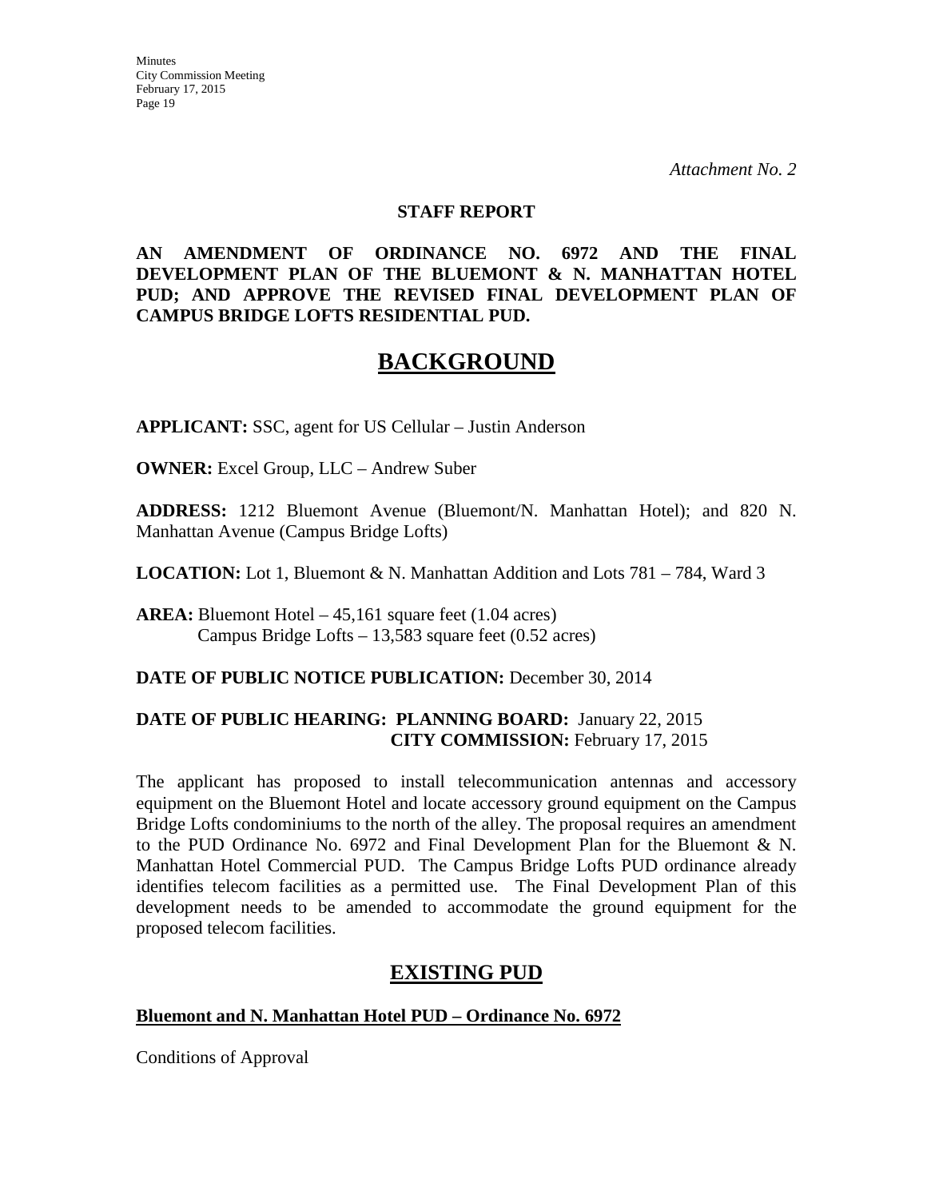*Attachment No. 2*

**STAFF REPORT**

**AN AMENDMENT OF ORDINANCE NO. 6972 AND THE FINAL DEVELOPMENT PLAN OF THE BLUEMONT & N. MANHATTAN HOTEL PUD; AND APPROVE THE REVISED FINAL DEVELOPMENT PLAN OF CAMPUS BRIDGE LOFTS RESIDENTIAL PUD.**

# BACKGROUND

**APPLICANT:** SSC, agent for US Cellular – Justin Anderson

**OWNER:** Excel Group, LLC – Andrew Suber

**ADDRESS:** 1212 Bluemont Avenue (Bluemont/N. Manhattan Hotel); and 820 N. Manhattan Avenue (Campus Bridge Lofts)

**LOCATION:** Lot 1, Bluemont & N. Manhattan Addition and Lots 781 – 784, Ward 3

**AREA:** Bluemont Hotel – 45,161 square feet (1.04 acres)
Campus Bridge Lofts – 13,583 square feet (0.52 acres)

**DATE OF PUBLIC NOTICE PUBLICATION:** December 30, 2014

**DATE OF PUBLIC HEARING: PLANNING BOARD:** January 22, 2015
**CITY COMMISSION:** February 17, 2015

The applicant has proposed to install telecommunication antennas and accessory equipment on the Bluemont Hotel and locate accessory ground equipment on the Campus Bridge Lofts condominiums to the north of the alley. The proposal requires an amendment to the PUD Ordinance No. 6972 and Final Development Plan for the Bluemont & N. Manhattan Hotel Commercial PUD. The Campus Bridge Lofts PUD ordinance already identifies telecom facilities as a permitted use. The Final Development Plan of this development needs to be amended to accommodate the ground equipment for the proposed telecom facilities.

## EXISTING PUD

**Bluemont and N. Manhattan Hotel PUD – Ordinance No. 6972**

Conditions of Approval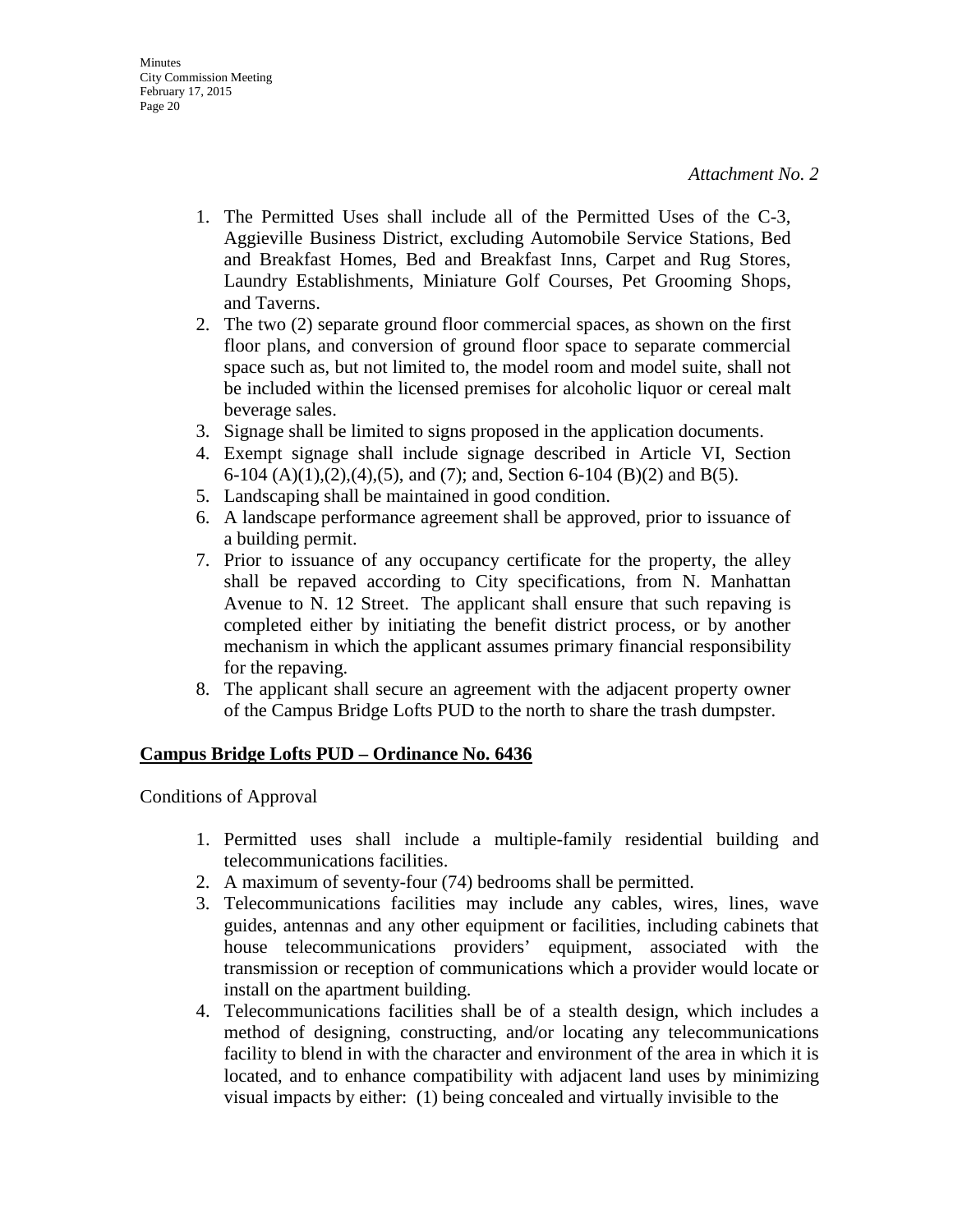*Attachment No. 2*

1. The Permitted Uses shall include all of the Permitted Uses of the C-3, Aggieville Business District, excluding Automobile Service Stations, Bed and Breakfast Homes, Bed and Breakfast Inns, Carpet and Rug Stores, Laundry Establishments, Miniature Golf Courses, Pet Grooming Shops, and Taverns.
2. The two (2) separate ground floor commercial spaces, as shown on the first floor plans, and conversion of ground floor space to separate commercial space such as, but not limited to, the model room and model suite, shall not be included within the licensed premises for alcoholic liquor or cereal malt beverage sales.
3. Signage shall be limited to signs proposed in the application documents.
4. Exempt signage shall include signage described in Article VI, Section 6-104 (A)(1),(2),(4),(5), and (7); and, Section 6-104 (B)(2) and B(5).
5. Landscaping shall be maintained in good condition.
6. A landscape performance agreement shall be approved, prior to issuance of a building permit.
7. Prior to issuance of any occupancy certificate for the property, the alley shall be repaved according to City specifications, from N. Manhattan Avenue to N. 12 Street. The applicant shall ensure that such repaving is completed either by initiating the benefit district process, or by another mechanism in which the applicant assumes primary financial responsibility for the repaving.
8. The applicant shall secure an agreement with the adjacent property owner of the Campus Bridge Lofts PUD to the north to share the trash dumpster.

**Campus Bridge Lofts PUD – Ordinance No. 6436**

Conditions of Approval

1. Permitted uses shall include a multiple-family residential building and telecommunications facilities.
2. A maximum of seventy-four (74) bedrooms shall be permitted.
3. Telecommunications facilities may include any cables, wires, lines, wave guides, antennas and any other equipment or facilities, including cabinets that house telecommunications providers' equipment, associated with the transmission or reception of communications which a provider would locate or install on the apartment building.
4. Telecommunications facilities shall be of a stealth design, which includes a method of designing, constructing, and/or locating any telecommunications facility to blend in with the character and environment of the area in which it is located, and to enhance compatibility with adjacent land uses by minimizing visual impacts by either: (1) being concealed and virtually invisible to the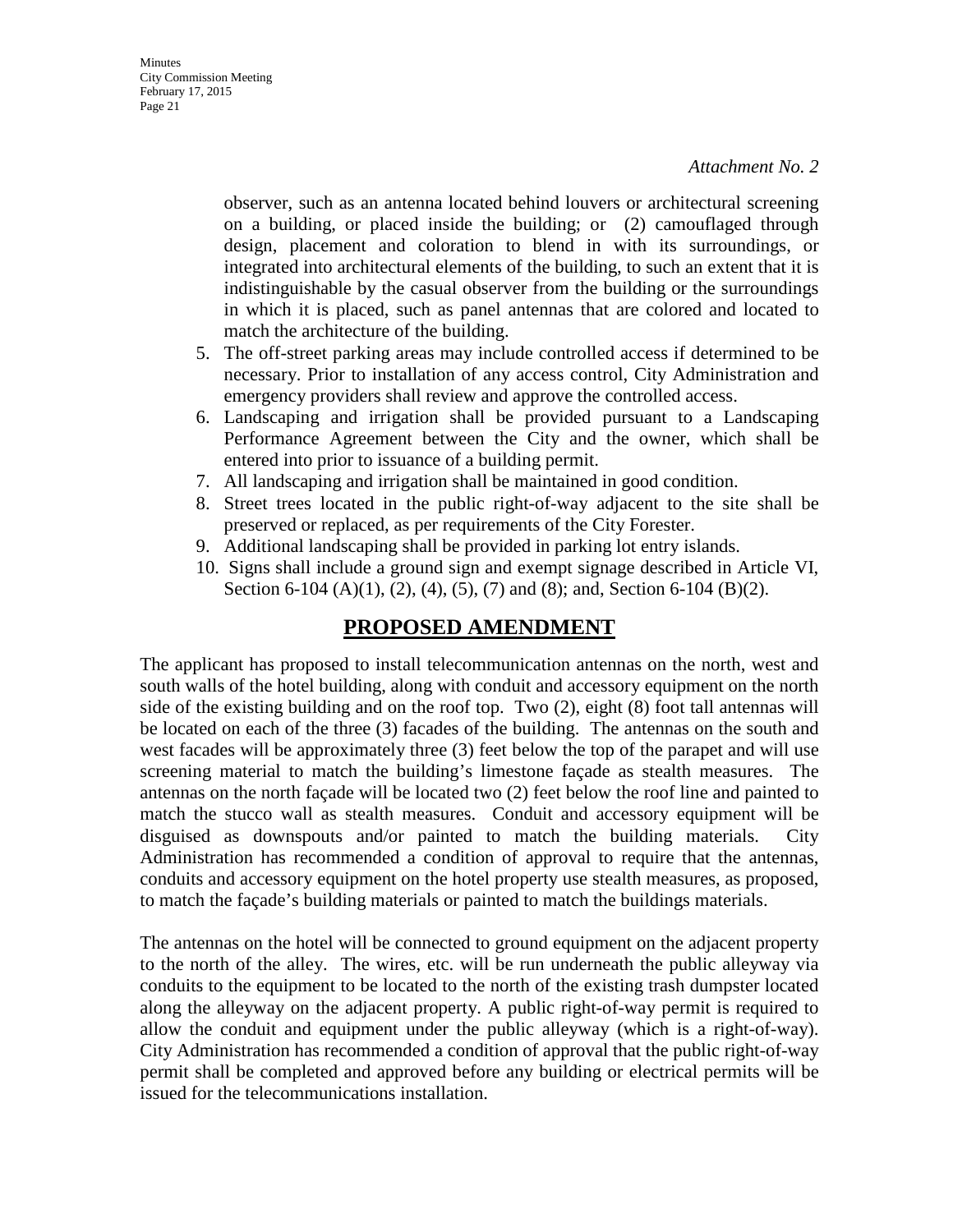*Attachment No. 2*

observer, such as an antenna located behind louvers or architectural screening on a building, or placed inside the building; or (2) camouflaged through design, placement and coloration to blend in with its surroundings, or integrated into architectural elements of the building, to such an extent that it is indistinguishable by the casual observer from the building or the surroundings in which it is placed, such as panel antennas that are colored and located to match the architecture of the building.

5. The off-street parking areas may include controlled access if determined to be necessary. Prior to installation of any access control, City Administration and emergency providers shall review and approve the controlled access.
6. Landscaping and irrigation shall be provided pursuant to a Landscaping Performance Agreement between the City and the owner, which shall be entered into prior to issuance of a building permit.
7. All landscaping and irrigation shall be maintained in good condition.
8. Street trees located in the public right-of-way adjacent to the site shall be preserved or replaced, as per requirements of the City Forester.
9. Additional landscaping shall be provided in parking lot entry islands.
10. Signs shall include a ground sign and exempt signage described in Article VI, Section 6-104 (A)(1), (2), (4), (5), (7) and (8); and, Section 6-104 (B)(2).

## PROPOSED AMENDMENT

The applicant has proposed to install telecommunication antennas on the north, west and south walls of the hotel building, along with conduit and accessory equipment on the north side of the existing building and on the roof top. Two (2), eight (8) foot tall antennas will be located on each of the three (3) facades of the building. The antennas on the south and west facades will be approximately three (3) feet below the top of the parapet and will use screening material to match the building's limestone façade as stealth measures. The antennas on the north façade will be located two (2) feet below the roof line and painted to match the stucco wall as stealth measures. Conduit and accessory equipment will be disguised as downspouts and/or painted to match the building materials. City Administration has recommended a condition of approval to require that the antennas, conduits and accessory equipment on the hotel property use stealth measures, as proposed, to match the façade's building materials or painted to match the buildings materials.

The antennas on the hotel will be connected to ground equipment on the adjacent property to the north of the alley. The wires, etc. will be run underneath the public alleyway via conduits to the equipment to be located to the north of the existing trash dumpster located along the alleyway on the adjacent property. A public right-of-way permit is required to allow the conduit and equipment under the public alleyway (which is a right-of-way). City Administration has recommended a condition of approval that the public right-of-way permit shall be completed and approved before any building or electrical permits will be issued for the telecommunications installation.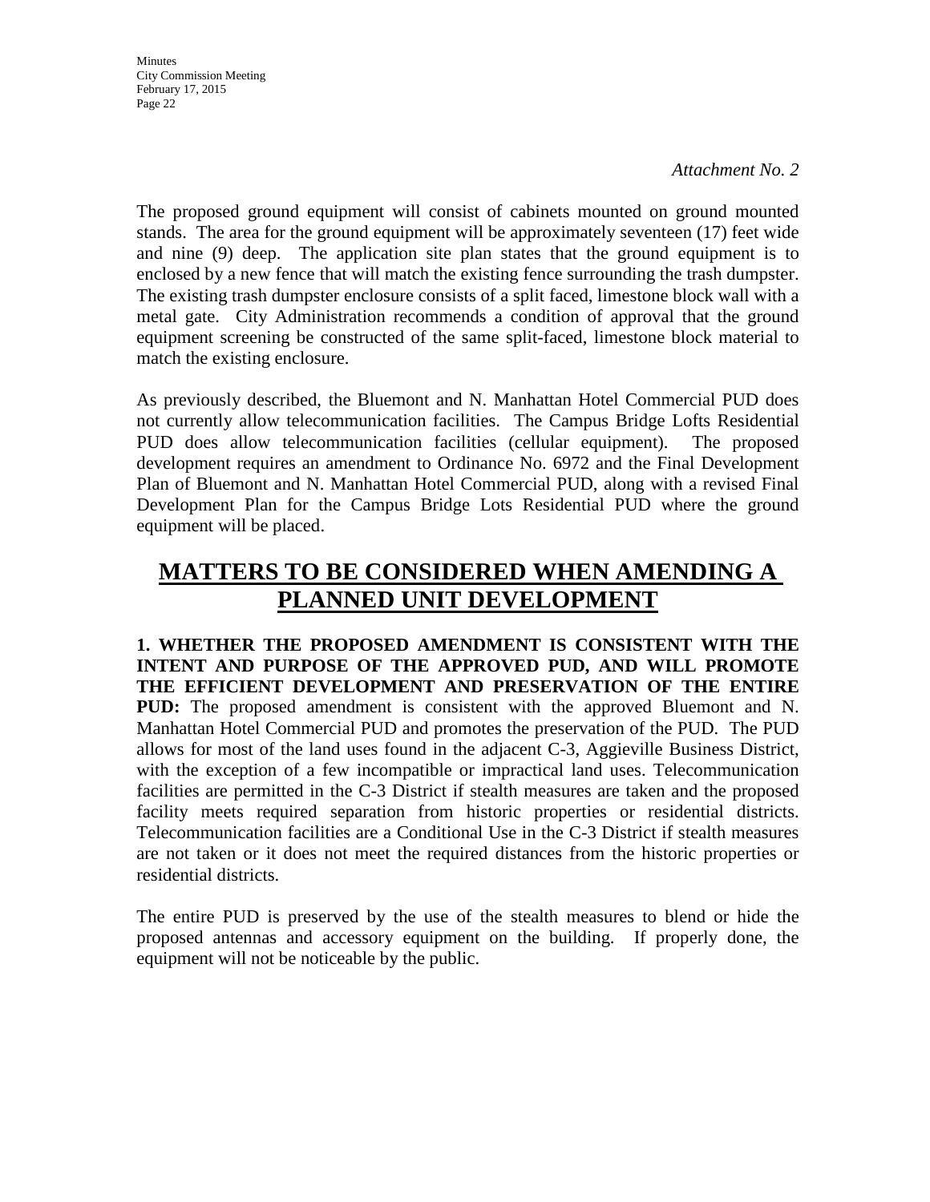*Attachment No. 2*

The proposed ground equipment will consist of cabinets mounted on ground mounted stands. The area for the ground equipment will be approximately seventeen (17) feet wide and nine (9) deep. The application site plan states that the ground equipment is to enclosed by a new fence that will match the existing fence surrounding the trash dumpster. The existing trash dumpster enclosure consists of a split faced, limestone block wall with a metal gate. City Administration recommends a condition of approval that the ground equipment screening be constructed of the same split-faced, limestone block material to match the existing enclosure.

As previously described, the Bluemont and N. Manhattan Hotel Commercial PUD does not currently allow telecommunication facilities. The Campus Bridge Lofts Residential PUD does allow telecommunication facilities (cellular equipment). The proposed development requires an amendment to Ordinance No. 6972 and the Final Development Plan of Bluemont and N. Manhattan Hotel Commercial PUD, along with a revised Final Development Plan for the Campus Bridge Lots Residential PUD where the ground equipment will be placed.

## MATTERS TO BE CONSIDERED WHEN AMENDING A PLANNED UNIT DEVELOPMENT

**1. WHETHER THE PROPOSED AMENDMENT IS CONSISTENT WITH THE INTENT AND PURPOSE OF THE APPROVED PUD, AND WILL PROMOTE THE EFFICIENT DEVELOPMENT AND PRESERVATION OF THE ENTIRE PUD:** The proposed amendment is consistent with the approved Bluemont and N. Manhattan Hotel Commercial PUD and promotes the preservation of the PUD. The PUD allows for most of the land uses found in the adjacent C-3, Aggieville Business District, with the exception of a few incompatible or impractical land uses. Telecommunication facilities are permitted in the C-3 District if stealth measures are taken and the proposed facility meets required separation from historic properties or residential districts. Telecommunication facilities are a Conditional Use in the C-3 District if stealth measures are not taken or it does not meet the required distances from the historic properties or residential districts.

The entire PUD is preserved by the use of the stealth measures to blend or hide the proposed antennas and accessory equipment on the building. If properly done, the equipment will not be noticeable by the public.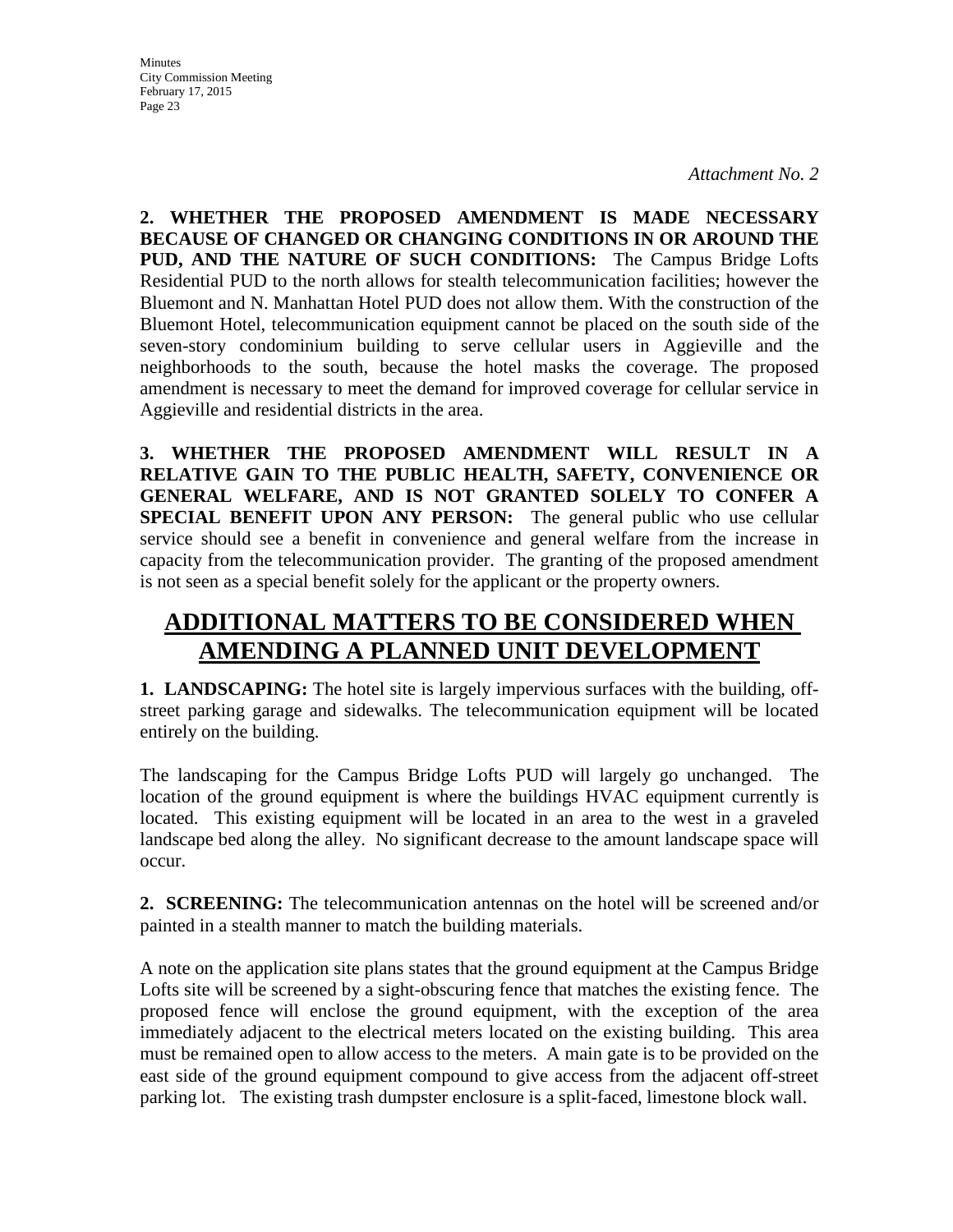*Attachment No. 2*

**2. WHETHER THE PROPOSED AMENDMENT IS MADE NECESSARY BECAUSE OF CHANGED OR CHANGING CONDITIONS IN OR AROUND THE PUD, AND THE NATURE OF SUCH CONDITIONS:** The Campus Bridge Lofts Residential PUD to the north allows for stealth telecommunication facilities; however the Bluemont and N. Manhattan Hotel PUD does not allow them. With the construction of the Bluemont Hotel, telecommunication equipment cannot be placed on the south side of the seven-story condominium building to serve cellular users in Aggieville and the neighborhoods to the south, because the hotel masks the coverage. The proposed amendment is necessary to meet the demand for improved coverage for cellular service in Aggieville and residential districts in the area.

**3. WHETHER THE PROPOSED AMENDMENT WILL RESULT IN A RELATIVE GAIN TO THE PUBLIC HEALTH, SAFETY, CONVENIENCE OR GENERAL WELFARE, AND IS NOT GRANTED SOLELY TO CONFER A SPECIAL BENEFIT UPON ANY PERSON:** The general public who use cellular service should see a benefit in convenience and general welfare from the increase in capacity from the telecommunication provider. The granting of the proposed amendment is not seen as a special benefit solely for the applicant or the property owners.

# ADDITIONAL MATTERS TO BE CONSIDERED WHEN AMENDING A PLANNED UNIT DEVELOPMENT

**1. LANDSCAPING:** The hotel site is largely impervious surfaces with the building, off-street parking garage and sidewalks. The telecommunication equipment will be located entirely on the building.

The landscaping for the Campus Bridge Lofts PUD will largely go unchanged. The location of the ground equipment is where the buildings HVAC equipment currently is located. This existing equipment will be located in an area to the west in a graveled landscape bed along the alley. No significant decrease to the amount landscape space will occur.

**2. SCREENING:** The telecommunication antennas on the hotel will be screened and/or painted in a stealth manner to match the building materials.

A note on the application site plans states that the ground equipment at the Campus Bridge Lofts site will be screened by a sight-obscuring fence that matches the existing fence. The proposed fence will enclose the ground equipment, with the exception of the area immediately adjacent to the electrical meters located on the existing building. This area must be remained open to allow access to the meters. A main gate is to be provided on the east side of the ground equipment compound to give access from the adjacent off-street parking lot. The existing trash dumpster enclosure is a split-faced, limestone block wall.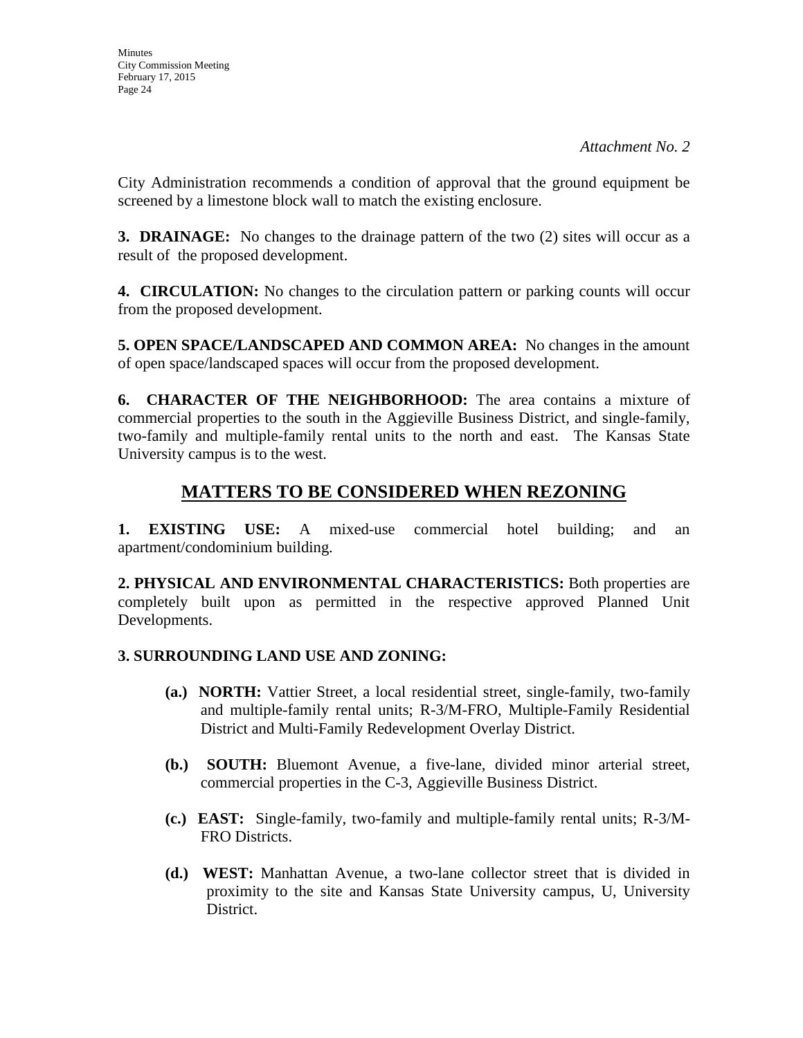*Attachment No. 2*

City Administration recommends a condition of approval that the ground equipment be screened by a limestone block wall to match the existing enclosure.

**3. DRAINAGE:** No changes to the drainage pattern of the two (2) sites will occur as a result of the proposed development.

**4. CIRCULATION:** No changes to the circulation pattern or parking counts will occur from the proposed development.

**5. OPEN SPACE/LANDSCAPED AND COMMON AREA:** No changes in the amount of open space/landscaped spaces will occur from the proposed development.

**6. CHARACTER OF THE NEIGHBORHOOD:** The area contains a mixture of commercial properties to the south in the Aggieville Business District, and single-family, two-family and multiple-family rental units to the north and east. The Kansas State University campus is to the west.

## MATTERS TO BE CONSIDERED WHEN REZONING

**1. EXISTING USE:** A mixed-use commercial hotel building; and an apartment/condominium building.

**2. PHYSICAL AND ENVIRONMENTAL CHARACTERISTICS:** Both properties are completely built upon as permitted in the respective approved Planned Unit Developments.

**3. SURROUNDING LAND USE AND ZONING:**

- **(a.) NORTH:** Vattier Street, a local residential street, single-family, two-family and multiple-family rental units; R-3/M-FRO, Multiple-Family Residential District and Multi-Family Redevelopment Overlay District.
- **(b.) SOUTH:** Bluemont Avenue, a five-lane, divided minor arterial street, commercial properties in the C-3, Aggieville Business District.
- **(c.) EAST:** Single-family, two-family and multiple-family rental units; R-3/M-FRO Districts.
- **(d.) WEST:** Manhattan Avenue, a two-lane collector street that is divided in proximity to the site and Kansas State University campus, U, University District.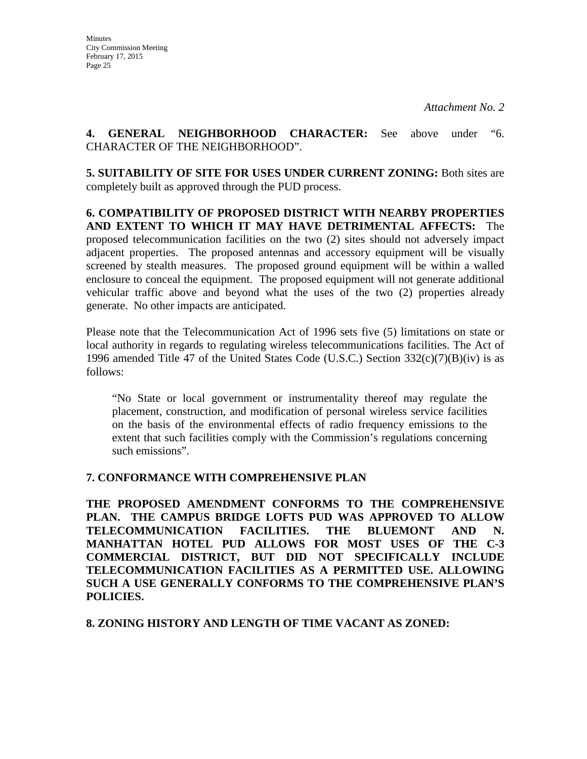*Attachment No. 2*

**4. GENERAL NEIGHBORHOOD CHARACTER:** See above under "6. CHARACTER OF THE NEIGHBORHOOD".

**5. SUITABILITY OF SITE FOR USES UNDER CURRENT ZONING:** Both sites are completely built as approved through the PUD process.

**6. COMPATIBILITY OF PROPOSED DISTRICT WITH NEARBY PROPERTIES AND EXTENT TO WHICH IT MAY HAVE DETRIMENTAL AFFECTS:** The proposed telecommunication facilities on the two (2) sites should not adversely impact adjacent properties. The proposed antennas and accessory equipment will be visually screened by stealth measures. The proposed ground equipment will be within a walled enclosure to conceal the equipment. The proposed equipment will not generate additional vehicular traffic above and beyond what the uses of the two (2) properties already generate. No other impacts are anticipated.

Please note that the Telecommunication Act of 1996 sets five (5) limitations on state or local authority in regards to regulating wireless telecommunications facilities. The Act of 1996 amended Title 47 of the United States Code (U.S.C.) Section 332(c)(7)(B)(iv) is as follows:

> "No State or local government or instrumentality thereof may regulate the placement, construction, and modification of personal wireless service facilities on the basis of the environmental effects of radio frequency emissions to the extent that such facilities comply with the Commission's regulations concerning such emissions".

**7. CONFORMANCE WITH COMPREHENSIVE PLAN**

**THE PROPOSED AMENDMENT CONFORMS TO THE COMPREHENSIVE PLAN. THE CAMPUS BRIDGE LOFTS PUD WAS APPROVED TO ALLOW TELECOMMUNICATION FACILITIES. THE BLUEMONT AND N. MANHATTAN HOTEL PUD ALLOWS FOR MOST USES OF THE C-3 COMMERCIAL DISTRICT, BUT DID NOT SPECIFICALLY INCLUDE TELECOMMUNICATION FACILITIES AS A PERMITTED USE. ALLOWING SUCH A USE GENERALLY CONFORMS TO THE COMPREHENSIVE PLAN'S POLICIES.**

**8. ZONING HISTORY AND LENGTH OF TIME VACANT AS ZONED:**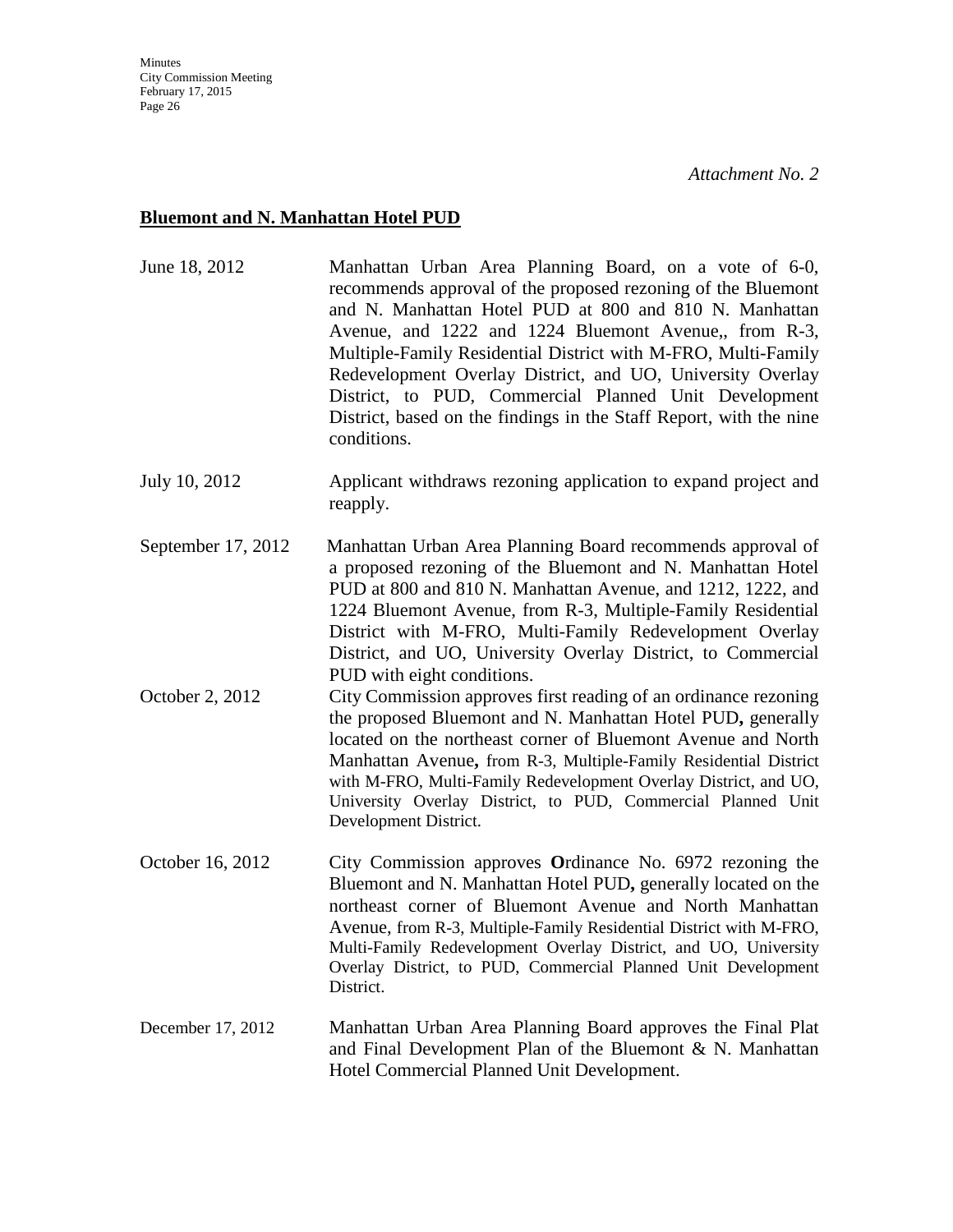*Attachment No. 2*

**Bluemont and N. Manhattan Hotel PUD**

June 18, 2012 — Manhattan Urban Area Planning Board, on a vote of 6-0, recommends approval of the proposed rezoning of the Bluemont and N. Manhattan Hotel PUD at 800 and 810 N. Manhattan Avenue, and 1222 and 1224 Bluemont Avenue,, from R-3, Multiple-Family Residential District with M-FRO, Multi-Family Redevelopment Overlay District, and UO, University Overlay District, to PUD, Commercial Planned Unit Development District, based on the findings in the Staff Report, with the nine conditions.

July 10, 2012 — Applicant withdraws rezoning application to expand project and reapply.

September 17, 2012 — Manhattan Urban Area Planning Board recommends approval of a proposed rezoning of the Bluemont and N. Manhattan Hotel PUD at 800 and 810 N. Manhattan Avenue, and 1212, 1222, and 1224 Bluemont Avenue, from R-3, Multiple-Family Residential District with M-FRO, Multi-Family Redevelopment Overlay District, and UO, University Overlay District, to Commercial PUD with eight conditions.

October 2, 2012 — City Commission approves first reading of an ordinance rezoning the proposed Bluemont and N. Manhattan Hotel PUD**,** generally located on the northeast corner of Bluemont Avenue and North Manhattan Avenue**,** from R-3, Multiple-Family Residential District with M-FRO, Multi-Family Redevelopment Overlay District, and UO, University Overlay District, to PUD, Commercial Planned Unit Development District.

October 16, 2012 — City Commission approves **O**rdinance No. 6972 rezoning the Bluemont and N. Manhattan Hotel PUD**,** generally located on the northeast corner of Bluemont Avenue and North Manhattan Avenue, from R-3, Multiple-Family Residential District with M-FRO, Multi-Family Redevelopment Overlay District, and UO, University Overlay District, to PUD, Commercial Planned Unit Development District.

December 17, 2012 — Manhattan Urban Area Planning Board approves the Final Plat and Final Development Plan of the Bluemont & N. Manhattan Hotel Commercial Planned Unit Development.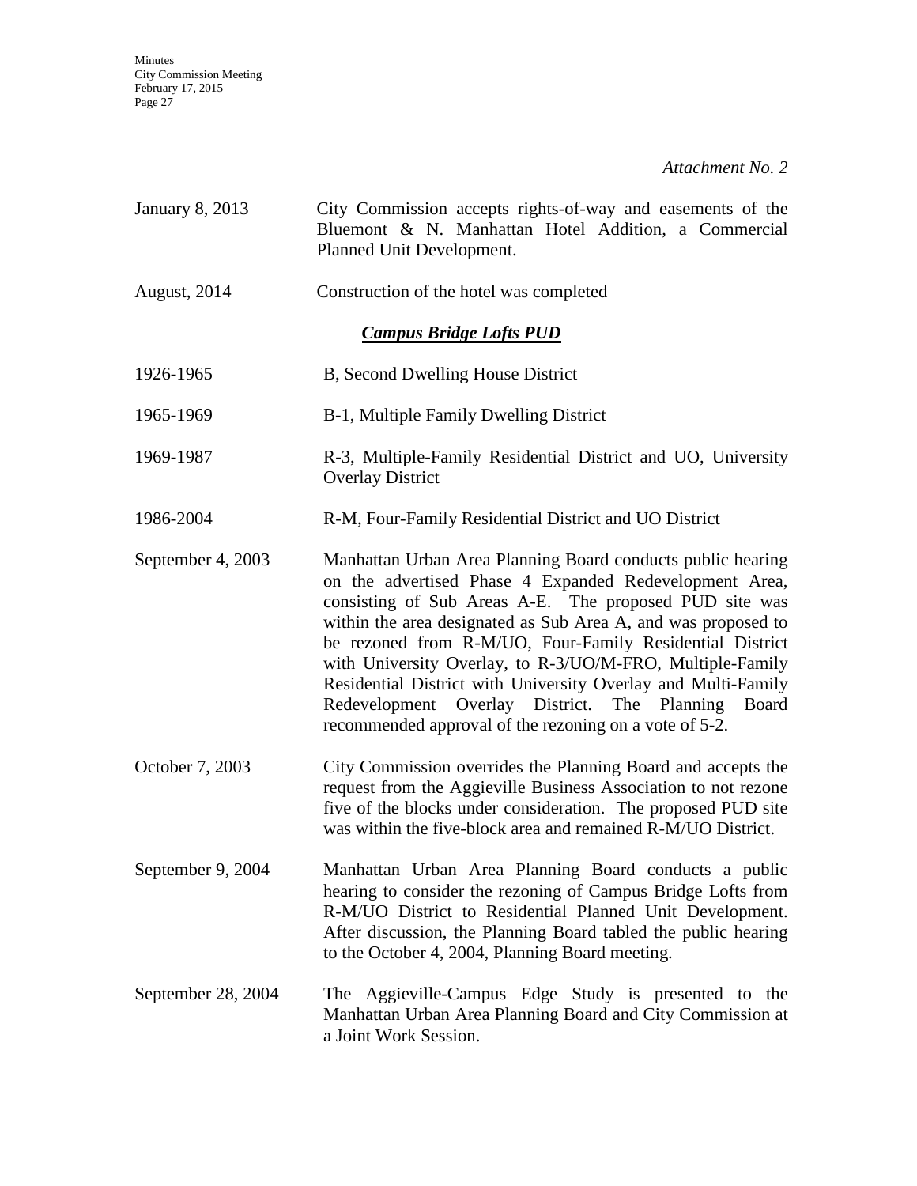*Attachment No. 2*

| | |
|---|---|
| January 8, 2013 | City Commission accepts rights-of-way and easements of the Bluemont & N. Manhattan Hotel Addition, a Commercial Planned Unit Development. |
| August, 2014 | Construction of the hotel was completed |

***Campus Bridge Lofts PUD***

| | |
|---|---|
| 1926-1965 | B, Second Dwelling House District |
| 1965-1969 | B-1, Multiple Family Dwelling District |
| 1969-1987 | R-3, Multiple-Family Residential District and UO, University Overlay District |
| 1986-2004 | R-M, Four-Family Residential District and UO District |
| September 4, 2003 | Manhattan Urban Area Planning Board conducts public hearing on the advertised Phase 4 Expanded Redevelopment Area, consisting of Sub Areas A-E. The proposed PUD site was within the area designated as Sub Area A, and was proposed to be rezoned from R-M/UO, Four-Family Residential District with University Overlay, to R-3/UO/M-FRO, Multiple-Family Residential District with University Overlay and Multi-Family Redevelopment Overlay District. The Planning Board recommended approval of the rezoning on a vote of 5-2. |
| October 7, 2003 | City Commission overrides the Planning Board and accepts the request from the Aggieville Business Association to not rezone five of the blocks under consideration. The proposed PUD site was within the five-block area and remained R-M/UO District. |
| September 9, 2004 | Manhattan Urban Area Planning Board conducts a public hearing to consider the rezoning of Campus Bridge Lofts from R-M/UO District to Residential Planned Unit Development. After discussion, the Planning Board tabled the public hearing to the October 4, 2004, Planning Board meeting. |
| September 28, 2004 | The Aggieville-Campus Edge Study is presented to the Manhattan Urban Area Planning Board and City Commission at a Joint Work Session. |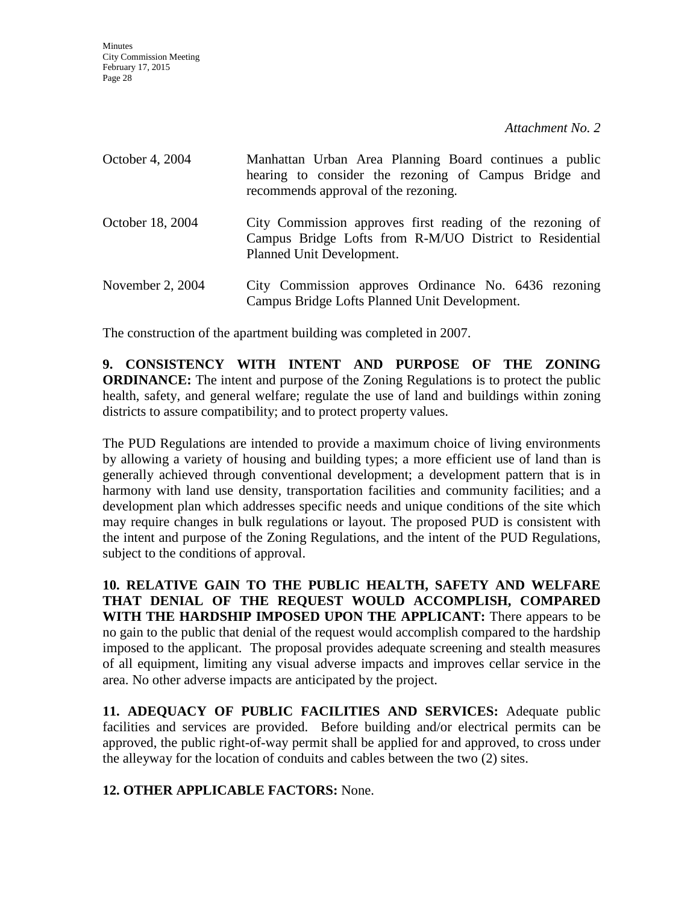*Attachment No. 2*

| | |
|---|---|
| October 4, 2004 | Manhattan Urban Area Planning Board continues a public hearing to consider the rezoning of Campus Bridge and recommends approval of the rezoning. |
| October 18, 2004 | City Commission approves first reading of the rezoning of Campus Bridge Lofts from R-M/UO District to Residential Planned Unit Development. |
| November 2, 2004 | City Commission approves Ordinance No. 6436 rezoning Campus Bridge Lofts Planned Unit Development. |

The construction of the apartment building was completed in 2007.

**9. CONSISTENCY WITH INTENT AND PURPOSE OF THE ZONING ORDINANCE:** The intent and purpose of the Zoning Regulations is to protect the public health, safety, and general welfare; regulate the use of land and buildings within zoning districts to assure compatibility; and to protect property values.

The PUD Regulations are intended to provide a maximum choice of living environments by allowing a variety of housing and building types; a more efficient use of land than is generally achieved through conventional development; a development pattern that is in harmony with land use density, transportation facilities and community facilities; and a development plan which addresses specific needs and unique conditions of the site which may require changes in bulk regulations or layout. The proposed PUD is consistent with the intent and purpose of the Zoning Regulations, and the intent of the PUD Regulations, subject to the conditions of approval.

**10. RELATIVE GAIN TO THE PUBLIC HEALTH, SAFETY AND WELFARE THAT DENIAL OF THE REQUEST WOULD ACCOMPLISH, COMPARED WITH THE HARDSHIP IMPOSED UPON THE APPLICANT:** There appears to be no gain to the public that denial of the request would accomplish compared to the hardship imposed to the applicant. The proposal provides adequate screening and stealth measures of all equipment, limiting any visual adverse impacts and improves cellar service in the area. No other adverse impacts are anticipated by the project.

**11. ADEQUACY OF PUBLIC FACILITIES AND SERVICES:** Adequate public facilities and services are provided. Before building and/or electrical permits can be approved, the public right-of-way permit shall be applied for and approved, to cross under the alleyway for the location of conduits and cables between the two (2) sites.

**12. OTHER APPLICABLE FACTORS:** None.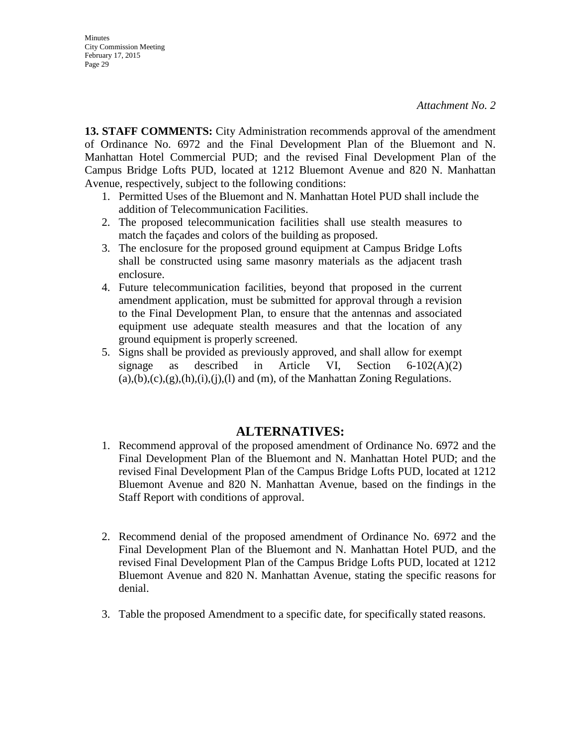*Attachment No. 2*

**13. STAFF COMMENTS:** City Administration recommends approval of the amendment of Ordinance No. 6972 and the Final Development Plan of the Bluemont and N. Manhattan Hotel Commercial PUD; and the revised Final Development Plan of the Campus Bridge Lofts PUD, located at 1212 Bluemont Avenue and 820 N. Manhattan Avenue, respectively, subject to the following conditions:

1. Permitted Uses of the Bluemont and N. Manhattan Hotel PUD shall include the addition of Telecommunication Facilities.
2. The proposed telecommunication facilities shall use stealth measures to match the façades and colors of the building as proposed.
3. The enclosure for the proposed ground equipment at Campus Bridge Lofts shall be constructed using same masonry materials as the adjacent trash enclosure.
4. Future telecommunication facilities, beyond that proposed in the current amendment application, must be submitted for approval through a revision to the Final Development Plan, to ensure that the antennas and associated equipment use adequate stealth measures and that the location of any ground equipment is properly screened.
5. Signs shall be provided as previously approved, and shall allow for exempt signage as described in Article VI, Section 6-102(A)(2) (a),(b),(c),(g),(h),(i),(j),(l) and (m), of the Manhattan Zoning Regulations.

## ALTERNATIVES:

1. Recommend approval of the proposed amendment of Ordinance No. 6972 and the Final Development Plan of the Bluemont and N. Manhattan Hotel PUD; and the revised Final Development Plan of the Campus Bridge Lofts PUD, located at 1212 Bluemont Avenue and 820 N. Manhattan Avenue, based on the findings in the Staff Report with conditions of approval.

2. Recommend denial of the proposed amendment of Ordinance No. 6972 and the Final Development Plan of the Bluemont and N. Manhattan Hotel PUD, and the revised Final Development Plan of the Campus Bridge Lofts PUD, located at 1212 Bluemont Avenue and 820 N. Manhattan Avenue, stating the specific reasons for denial.

3. Table the proposed Amendment to a specific date, for specifically stated reasons.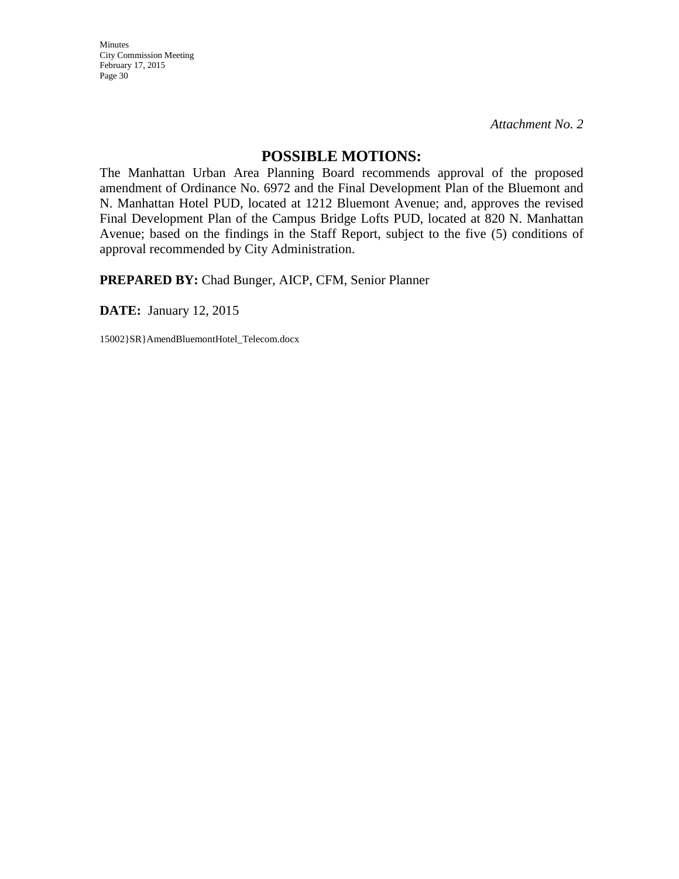*Attachment No. 2*

## POSSIBLE MOTIONS:

The Manhattan Urban Area Planning Board recommends approval of the proposed amendment of Ordinance No. 6972 and the Final Development Plan of the Bluemont and N. Manhattan Hotel PUD, located at 1212 Bluemont Avenue; and, approves the revised Final Development Plan of the Campus Bridge Lofts PUD, located at 820 N. Manhattan Avenue; based on the findings in the Staff Report, subject to the five (5) conditions of approval recommended by City Administration.

**PREPARED BY:** Chad Bunger, AICP, CFM, Senior Planner

**DATE:** January 12, 2015

15002}SR}AmendBluemontHotel_Telecom.docx